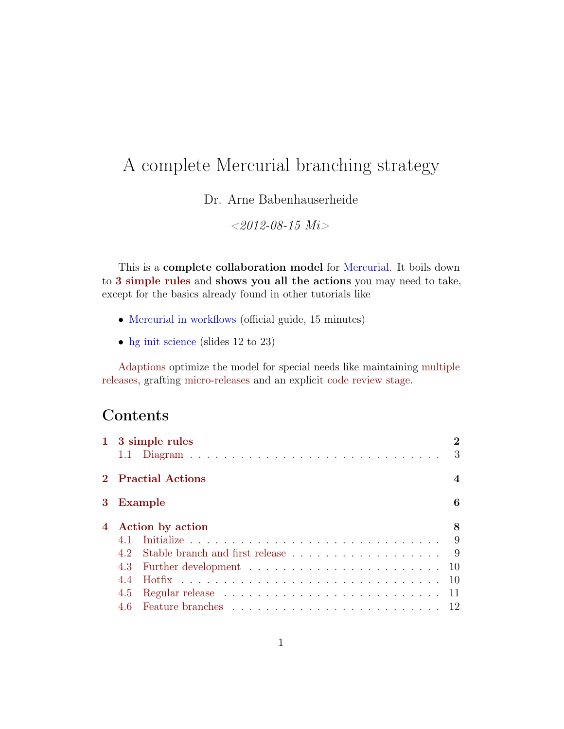# A complete Mercurial branching strategy

Dr. Arne Babenhauserheide

*<2012-08-15 Mi>*

This is a **complete collaboration model** for Mercurial. It boils down to **3 simple rules** and **shows you all the actions** you may need to take, except for the basics already found in other tutorials like

- Mercurial in workflows (official guide, 15 minutes)
- hg init science (slides 12 to 23)

Adaptions optimize the model for special needs like maintaining multiple releases, grafting micro-releases and an explicit code review stage.

## Contents

- **1 3 simple rules** — 2
  - 1.1 Diagram — 3
- **2 Practial Actions** — 4
- **3 Example** — 6
- **4 Action by action** — 8
  - 4.1 Initialize — 9
  - 4.2 Stable branch and first release — 9
  - 4.3 Further development — 10
  - 4.4 Hotfix — 10
  - 4.5 Regular release — 11
  - 4.6 Feature branches — 12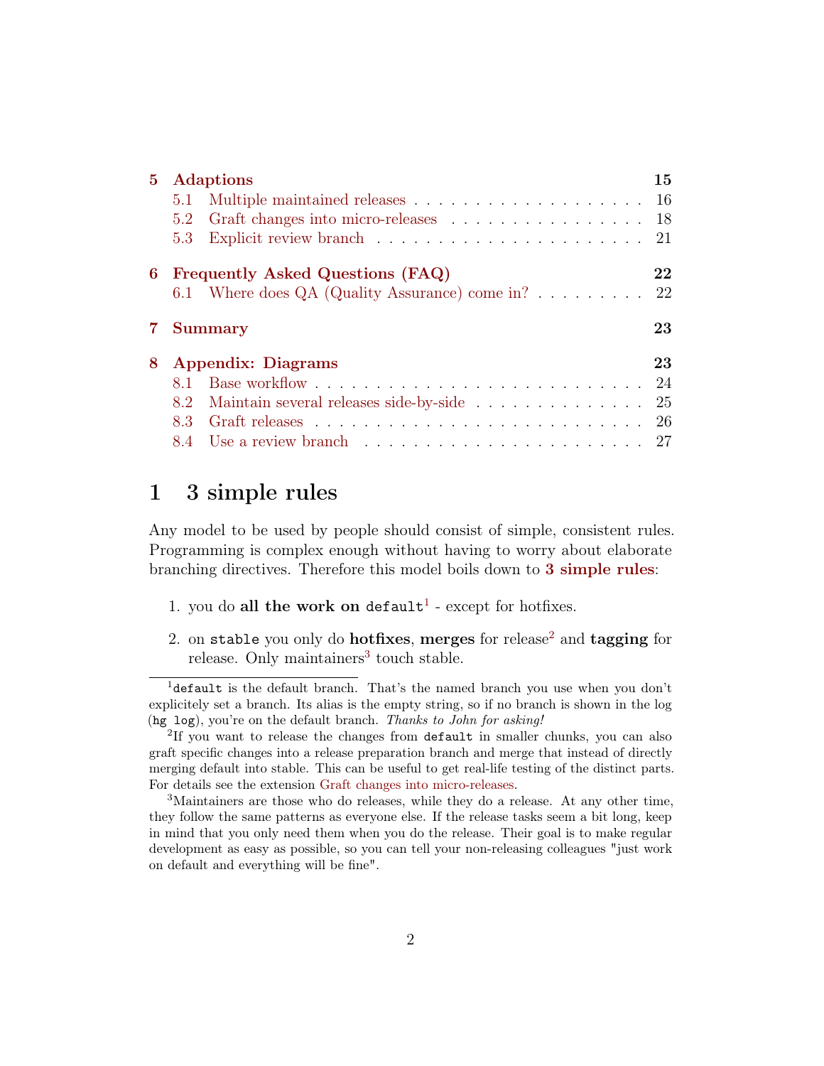| | | |
|---|---|---|
| **5** | **Adaptions** | **15** |
| | 5.1 Multiple maintained releases | 16 |
| | 5.2 Graft changes into micro-releases | 18 |
| | 5.3 Explicit review branch | 21 |
| **6** | **Frequently Asked Questions (FAQ)** | **22** |
| | 6.1 Where does QA (Quality Assurance) come in? | 22 |
| **7** | **Summary** | **23** |
| **8** | **Appendix: Diagrams** | **23** |
| | 8.1 Base workflow | 24 |
| | 8.2 Maintain several releases side-by-side | 25 |
| | 8.3 Graft releases | 26 |
| | 8.4 Use a review branch | 27 |

# 1 3 simple rules

Any model to be used by people should consist of simple, consistent rules. Programming is complex enough without having to worry about elaborate branching directives. Therefore this model boils down to **3 simple rules**:

1. you do **all the work on** `default`[1] - except for hotfixes.

2. on `stable` you only do **hotfixes**, **merges** for release[2] and **tagging** for release. Only maintainers[3] touch stable.

---

[1] `default` is the default branch. That's the named branch you use when you don't explicitely set a branch. Its alias is the empty string, so if no branch is shown in the log (`hg log`), you're on the default branch. *Thanks to John for asking!*

[2] If you want to release the changes from `default` in smaller chunks, you can also graft specific changes into a release preparation branch and merge that instead of directly merging default into stable. This can be useful to get real-life testing of the distinct parts. For details see the extension Graft changes into micro-releases.

[3] Maintainers are those who do releases, while they do a release. At any other time, they follow the same patterns as everyone else. If the release tasks seem a bit long, keep in mind that you only need them when you do the release. Their goal is to make regular development as easy as possible, so you can tell your non-releasing colleagues "just work on default and everything will be fine".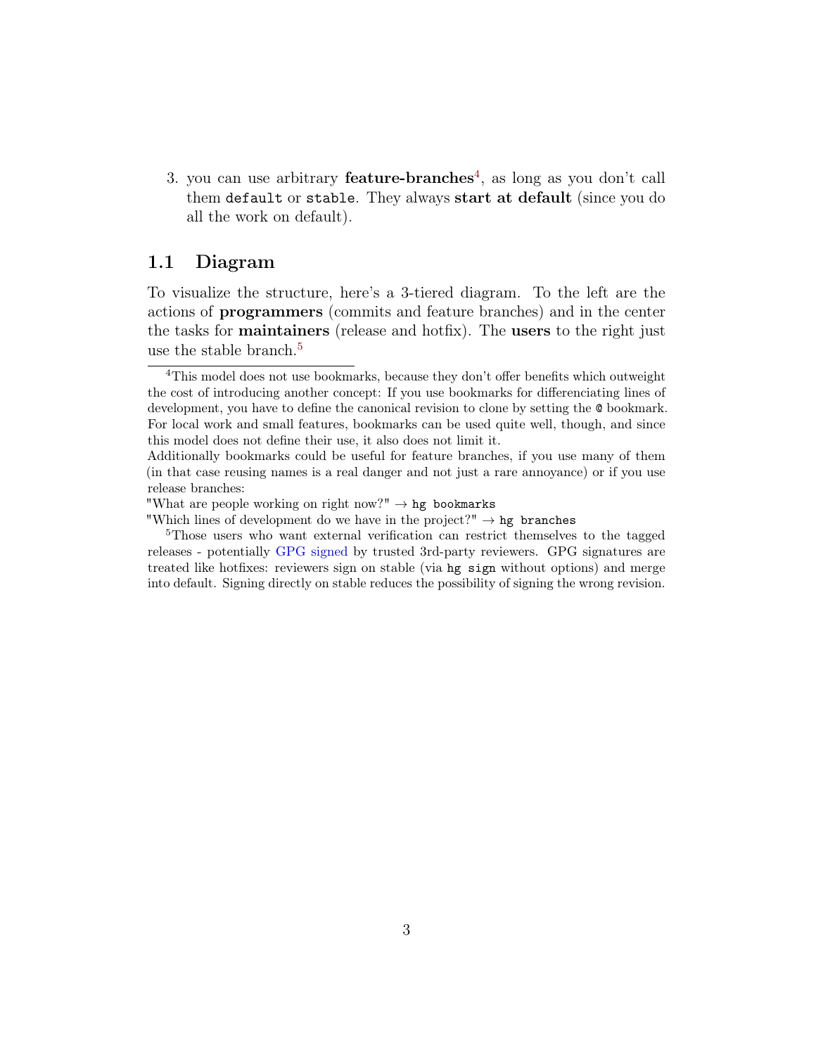3. you can use arbitrary **feature-branches**[4], as long as you don't call them `default` or `stable`. They always **start at default** (since you do all the work on default).

## 1.1 Diagram

To visualize the structure, here's a 3-tiered diagram. To the left are the actions of **programmers** (commits and feature branches) and in the center the tasks for **maintainers** (release and hotfix). The **users** to the right just use the stable branch.[5]

---

[4] This model does not use bookmarks, because they don't offer benefits which outweight the cost of introducing another concept: If you use bookmarks for differenciating lines of development, you have to define the canonical revision to clone by setting the `@` bookmark. For local work and small features, bookmarks can be used quite well, though, and since this model does not define their use, it also does not limit it.

Additionally bookmarks could be useful for feature branches, if you use many of them (in that case reusing names is a real danger and not just a rare annoyance) or if you use release branches:

"What are people working on right now?" → `hg bookmarks`

"Which lines of development do we have in the project?" → `hg branches`

[5] Those users who want external verification can restrict themselves to the tagged releases - potentially GPG signed by trusted 3rd-party reviewers. GPG signatures are treated like hotfixes: reviewers sign on stable (via `hg sign` without options) and merge into default. Signing directly on stable reduces the possibility of signing the wrong revision.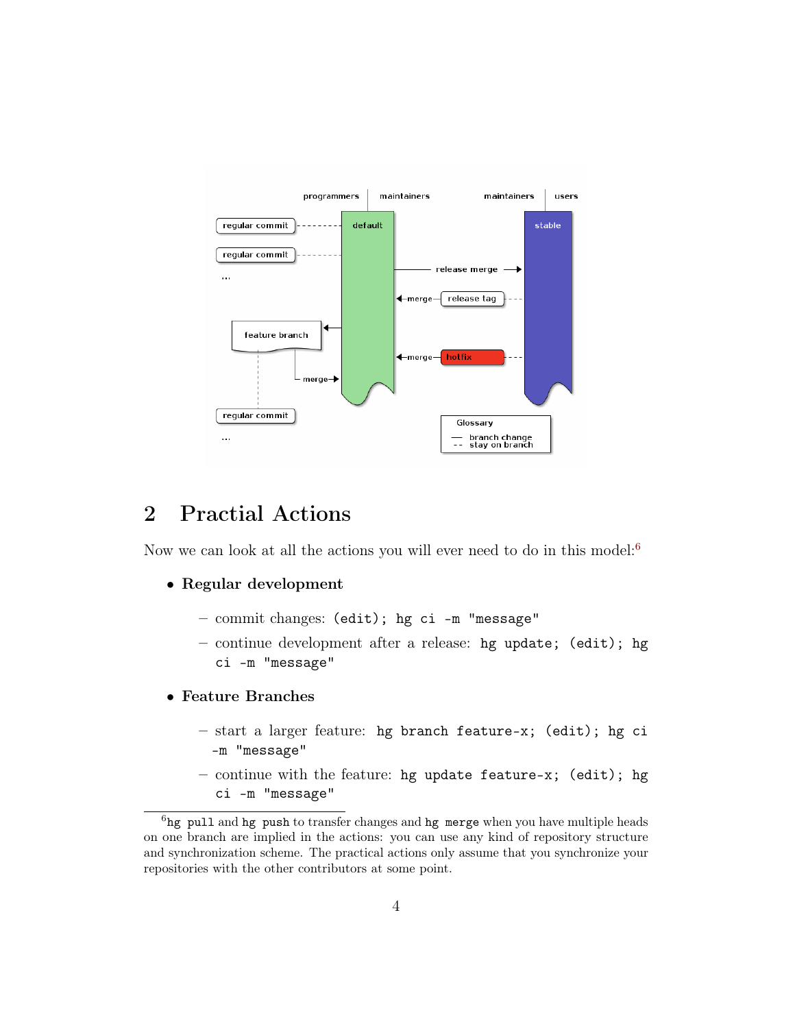## 2 Practial Actions

Now we can look at all the actions you will ever need to do in this model:[6]

- **Regular development**
  - commit changes: `(edit); hg ci -m "message"`
  - continue development after a release: `hg update; (edit); hg ci -m "message"`
- **Feature Branches**
  - start a larger feature: `hg branch feature-x; (edit); hg ci -m "message"`
  - continue with the feature: `hg update feature-x; (edit); hg ci -m "message"`

[6] `hg pull` and `hg push` to transfer changes and `hg merge` when you have multiple heads on one branch are implied in the actions: you can use any kind of repository structure and synchronization scheme. The practical actions only assume that you synchronize your repositories with the other contributors at some point.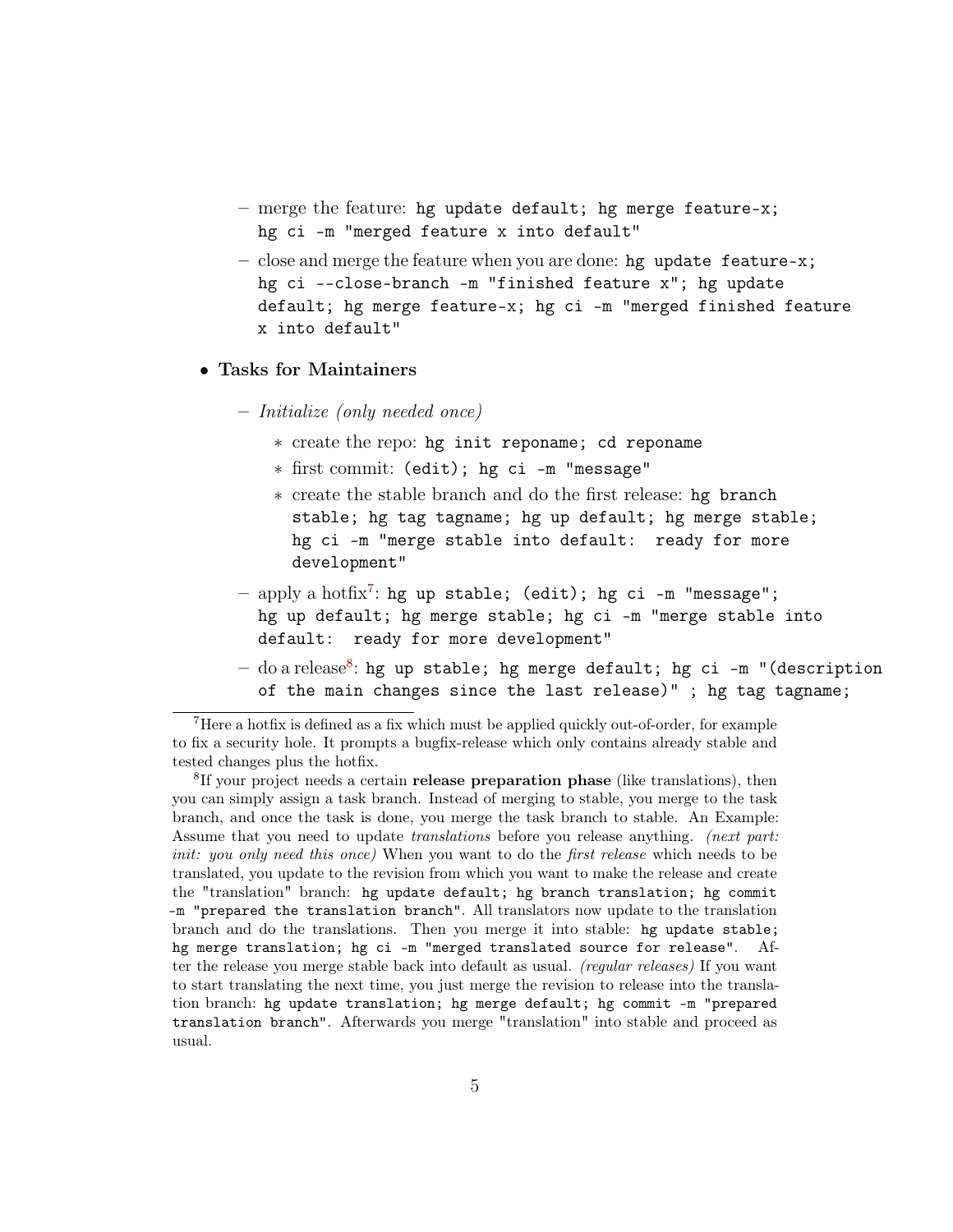- merge the feature: `hg update default; hg merge feature-x; hg ci -m "merged feature x into default"`
  - close and merge the feature when you are done: `hg update feature-x; hg ci --close-branch -m "finished feature x"; hg update default; hg merge feature-x; hg ci -m "merged finished feature x into default"`

- **Tasks for Maintainers**
  - *Initialize (only needed once)*
    - create the repo: `hg init reponame; cd reponame`
    - first commit: `(edit); hg ci -m "message"`
    - create the stable branch and do the first release: `hg branch stable; hg tag tagname; hg up default; hg merge stable; hg ci -m "merge stable into default:  ready for more development"`
  - apply a hotfix[7]: `hg up stable; (edit); hg ci -m "message"; hg up default; hg merge stable; hg ci -m "merge stable into default:  ready for more development"`
  - do a release[8]: `hg up stable; hg merge default; hg ci -m "(description of the main changes since the last release)" ; hg tag tagname;`

---

[7] Here a hotfix is defined as a fix which must be applied quickly out-of-order, for example to fix a security hole. It prompts a bugfix-release which only contains already stable and tested changes plus the hotfix.

[8] If your project needs a certain **release preparation phase** (like translations), then you can simply assign a task branch. Instead of merging to stable, you merge to the task branch, and once the task is done, you merge the task branch to stable. An Example: Assume that you need to update *translations* before you release anything. *(next part: init: you only need this once)* When you want to do the *first release* which needs to be translated, you update to the revision from which you want to make the release and create the "translation" branch: `hg update default; hg branch translation; hg commit -m "prepared the translation branch"`. All translators now update to the translation branch and do the translations. Then you merge it into stable: `hg update stable; hg merge translation; hg ci -m "merged translated source for release"`. After the release you merge stable back into default as usual. *(regular releases)* If you want to start translating the next time, you just merge the revision to release into the translation branch: `hg update translation; hg merge default; hg commit -m "prepared translation branch"`. Afterwards you merge "translation" into stable and proceed as usual.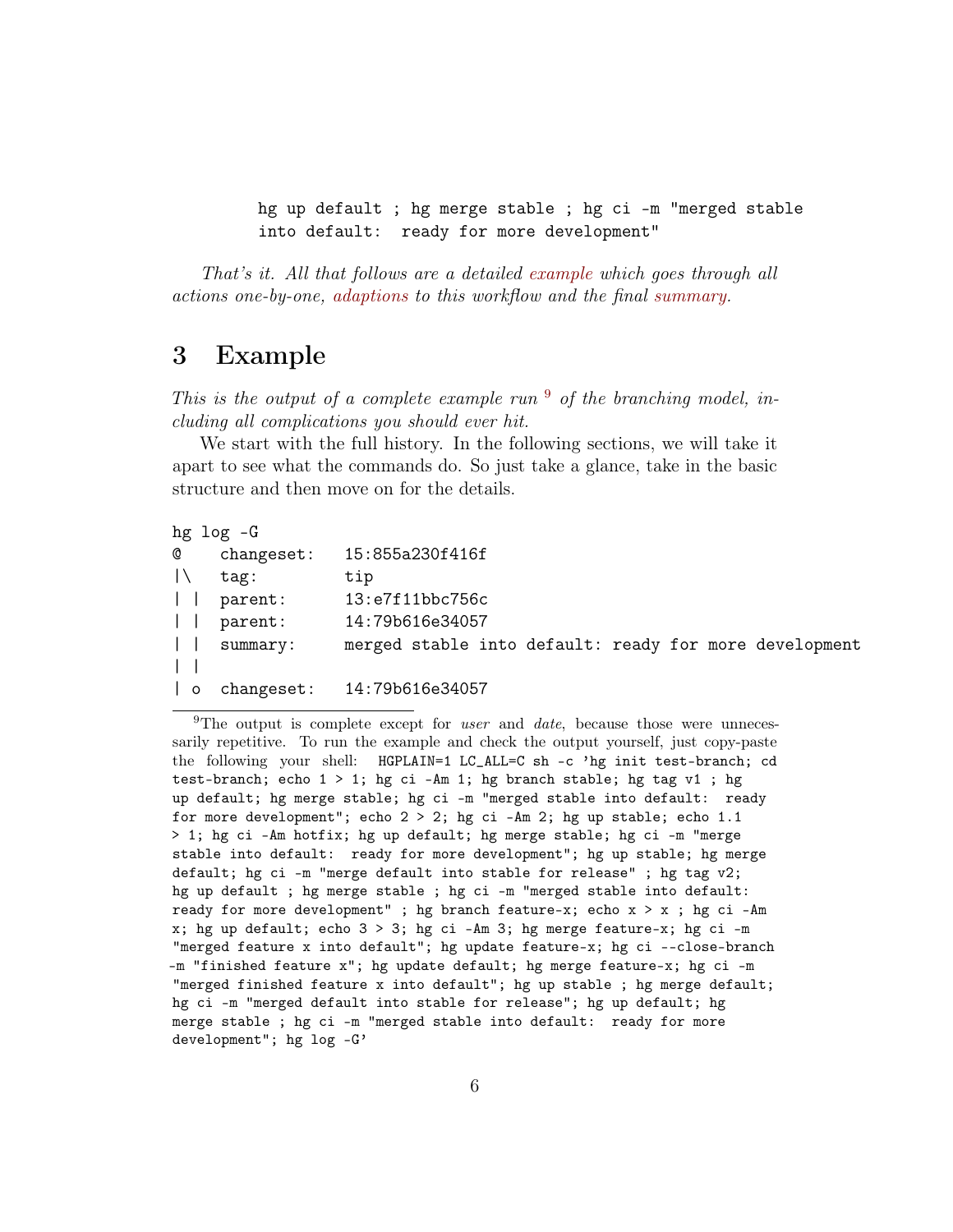```
hg up default ; hg merge stable ; hg ci -m "merged stable
into default:  ready for more development"
```

*That's it. All that follows are a detailed example which goes through all actions one-by-one, adaptions to this workflow and the final summary.*

## 3 Example

*This is the output of a complete example run* [9] *of the branching model, including all complications you should ever hit.*

We start with the full history. In the following sections, we will take it apart to see what the commands do. So just take a glance, take in the basic structure and then move on for the details.

```
hg log -G
@    changeset:   15:855a230f416f
|\   tag:         tip
| |  parent:      13:e7f11bbc756c
| |  parent:      14:79b616e34057
| |  summary:     merged stable into default: ready for more development
| |
| o  changeset:   14:79b616e34057
```

[9] The output is complete except for *user* and *date*, because those were unnecessarily repetitive. To run the example and check the output yourself, just copy-paste the following your shell: `HGPLAIN=1 LC_ALL=C sh -c 'hg init test-branch; cd test-branch; echo 1 > 1; hg ci -Am 1; hg branch stable; hg tag v1 ; hg up default; hg merge stable; hg ci -m "merged stable into default:  ready for more development"; echo 2 > 2; hg ci -Am 2; hg up stable; echo 1.1 > 1; hg ci -Am hotfix; hg up default; hg merge stable; hg ci -m "merge stable into default:  ready for more development"; hg up stable; hg merge default; hg ci -m "merge default into stable for release" ; hg tag v2; hg up default ; hg merge stable ; hg ci -m "merged stable into default: ready for more development" ; hg branch feature-x; echo x > x ; hg ci -Am x; hg up default; echo 3 > 3; hg ci -Am 3; hg merge feature-x; hg ci -m "merged feature x into default"; hg update feature-x; hg ci --close-branch -m "finished feature x"; hg update default; hg merge feature-x; hg ci -m "merged finished feature x into default"; hg up stable ; hg merge default; hg ci -m "merged default into stable for release"; hg up default; hg merge stable ; hg ci -m "merged stable into default:  ready for more development"; hg log -G'`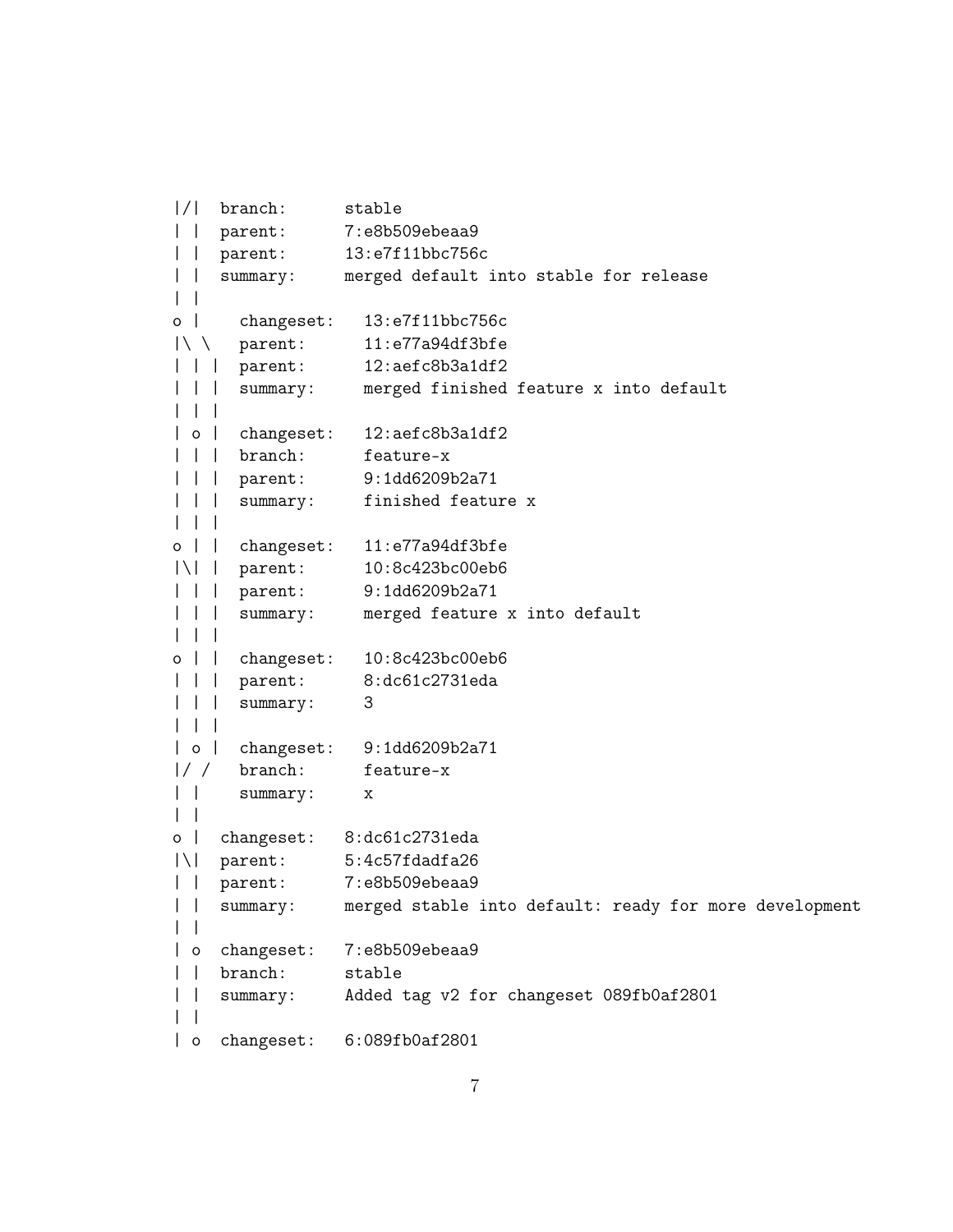```
|/|  branch:      stable
| |  parent:      7:e8b509ebeaa9
| |  parent:      13:e7f11bbc756c
| |  summary:     merged default into stable for release
| |
o |    changeset:   13:e7f11bbc756c
|\ \   parent:      11:e77a94df3bfe
| | |  parent:      12:aefc8b3a1df2
| | |  summary:     merged finished feature x into default
| | |
| o |  changeset:   12:aefc8b3a1df2
| | |  branch:      feature-x
| | |  parent:      9:1dd6209b2a71
| | |  summary:     finished feature x
| | |
o | |  changeset:   11:e77a94df3bfe
|\| |  parent:      10:8c423bc00eb6
| | |  parent:      9:1dd6209b2a71
| | |  summary:     merged feature x into default
| | |
o | |  changeset:   10:8c423bc00eb6
| | |  parent:      8:dc61c2731eda
| | |  summary:     3
| | |
| o |  changeset:   9:1dd6209b2a71
|/ /   branch:      feature-x
| |    summary:     x
| |
o |  changeset:   8:dc61c2731eda
|\|  parent:      5:4c57fdadfa26
| |  parent:      7:e8b509ebeaa9
| |  summary:     merged stable into default: ready for more development
| |
| o  changeset:   7:e8b509ebeaa9
| |  branch:      stable
| |  summary:     Added tag v2 for changeset 089fb0af2801
| |
| o  changeset:   6:089fb0af2801
```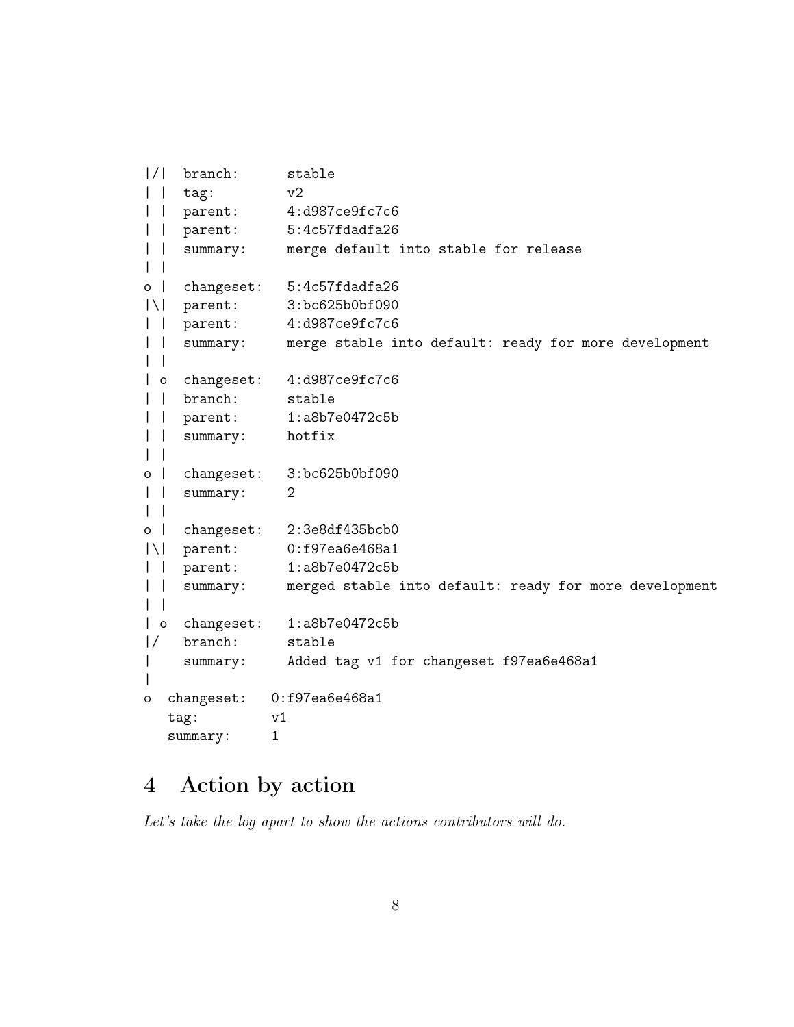```
|/|  branch:      stable
| |  tag:         v2
| |  parent:      4:d987ce9fc7c6
| |  parent:      5:4c57fdadfa26
| |  summary:     merge default into stable for release
| |
o |  changeset:   5:4c57fdadfa26
|\|  parent:      3:bc625b0bf090
| |  parent:      4:d987ce9fc7c6
| |  summary:     merge stable into default: ready for more development
| |
| o  changeset:   4:d987ce9fc7c6
| |  branch:      stable
| |  parent:      1:a8b7e0472c5b
| |  summary:     hotfix
| |
o |  changeset:   3:bc625b0bf090
| |  summary:     2
| |
o |  changeset:   2:3e8df435bcb0
|\|  parent:      0:f97ea6e468a1
| |  parent:      1:a8b7e0472c5b
| |  summary:     merged stable into default: ready for more development
| |
| o  changeset:   1:a8b7e0472c5b
|/   branch:      stable
|    summary:     Added tag v1 for changeset f97ea6e468a1
|
o  changeset:   0:f97ea6e468a1
   tag:         v1
   summary:     1
```

# 4 Action by action

*Let's take the log apart to show the actions contributors will do.*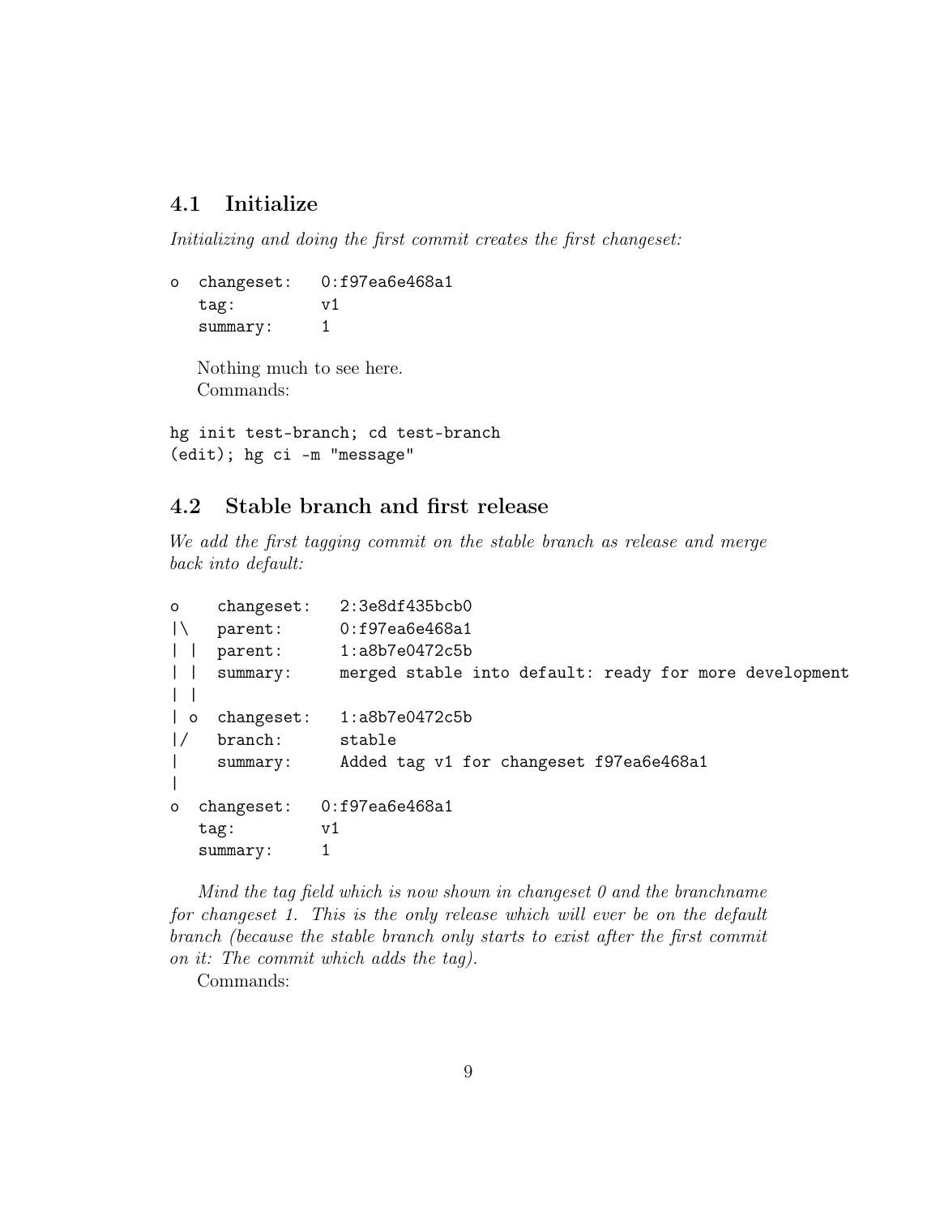## 4.1 Initialize

*Initializing and doing the first commit creates the first changeset:*

```
o  changeset:   0:f97ea6e468a1
   tag:         v1
   summary:     1
```

Nothing much to see here.
Commands:

```
hg init test-branch; cd test-branch
(edit); hg ci -m "message"
```

## 4.2 Stable branch and first release

*We add the first tagging commit on the stable branch as release and merge back into default:*

```
o    changeset:   2:3e8df435bcb0
|\   parent:      0:f97ea6e468a1
| |  parent:      1:a8b7e0472c5b
| |  summary:     merged stable into default: ready for more development
| |
| o  changeset:   1:a8b7e0472c5b
|/   branch:      stable
|    summary:     Added tag v1 for changeset f97ea6e468a1
|
o  changeset:   0:f97ea6e468a1
   tag:         v1
   summary:     1
```

*Mind the tag field which is now shown in changeset 0 and the branchname for changeset 1. This is the only release which will ever be on the default branch (because the stable branch only starts to exist after the first commit on it: The commit which adds the tag).*

Commands: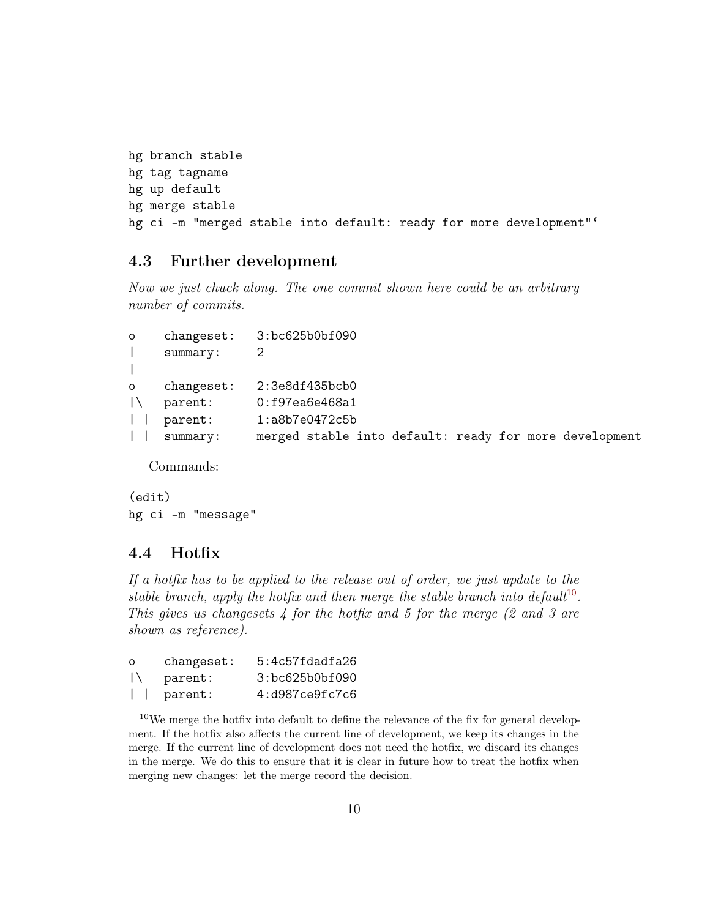```
hg branch stable
hg tag tagname
hg up default
hg merge stable
hg ci -m "merged stable into default: ready for more development"‘
```

### 4.3 Further development

*Now we just chuck along. The one commit shown here could be an arbitrary number of commits.*

```
o    changeset:   3:bc625b0bf090
|    summary:     2
|
o    changeset:   2:3e8df435bcb0
|\   parent:      0:f97ea6e468a1
| |  parent:      1:a8b7e0472c5b
| |  summary:     merged stable into default: ready for more development
```

Commands:

```
(edit)
hg ci -m "message"
```

### 4.4 Hotfix

*If a hotfix has to be applied to the release out of order, we just update to the stable branch, apply the hotfix and then merge the stable branch into default*[10]*. This gives us changesets 4 for the hotfix and 5 for the merge (2 and 3 are shown as reference).*

```
o    changeset:   5:4c57fdadfa26
|\   parent:      3:bc625b0bf090
| |  parent:      4:d987ce9fc7c6
```

[10] We merge the hotfix into default to define the relevance of the fix for general development. If the hotfix also affects the current line of development, we keep its changes in the merge. If the current line of development does not need the hotfix, we discard its changes in the merge. We do this to ensure that it is clear in future how to treat the hotfix when merging new changes: let the merge record the decision.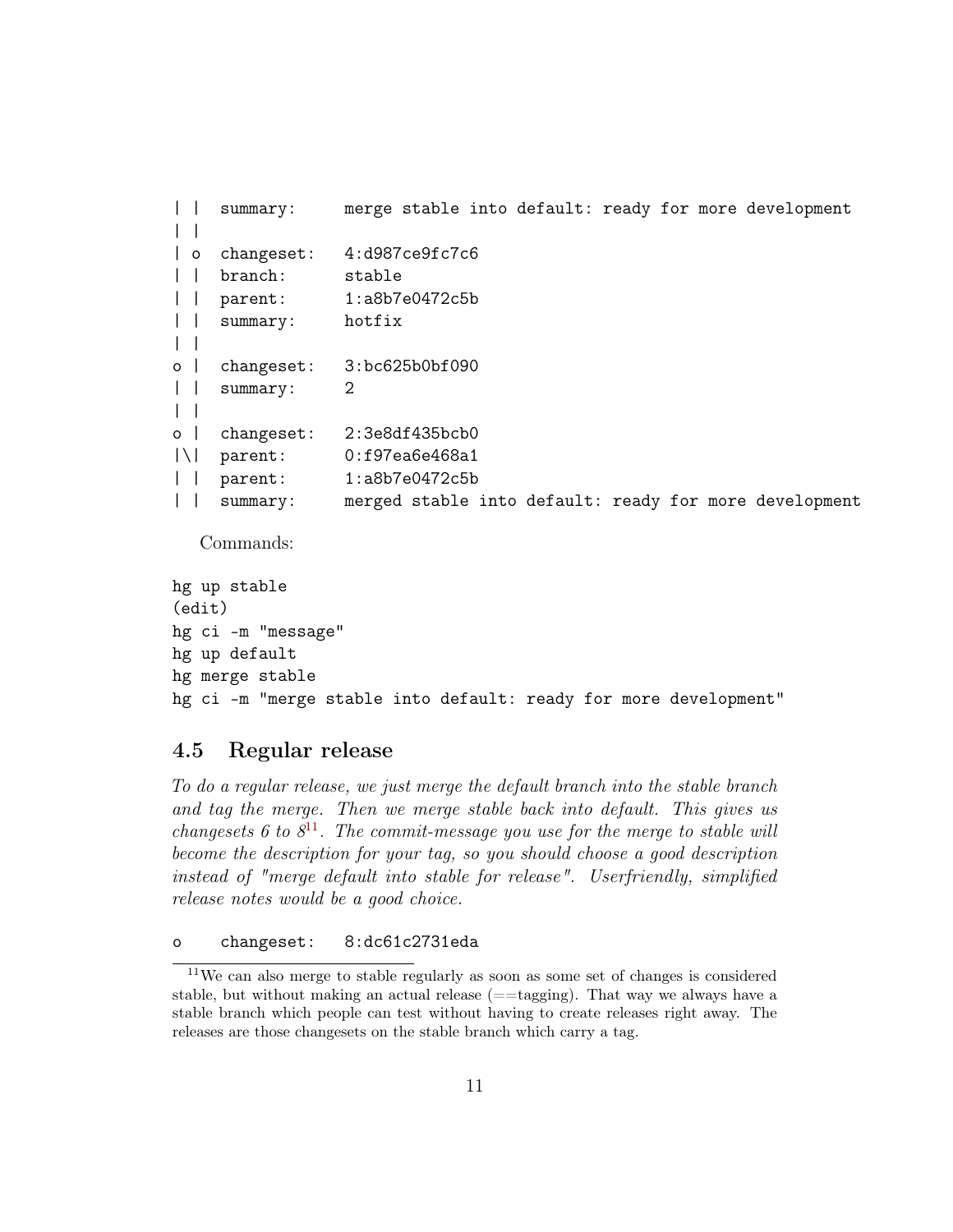```
| |   summary:     merge stable into default: ready for more development
| |
| o  changeset:   4:d987ce9fc7c6
| |  branch:      stable
| |  parent:      1:a8b7e0472c5b
| |  summary:     hotfix
| |
o |  changeset:   3:bc625b0bf090
| |  summary:     2
| |
o |  changeset:   2:3e8df435bcb0
|\|  parent:      0:f97ea6e468a1
| |  parent:      1:a8b7e0472c5b
| |  summary:     merged stable into default: ready for more development
```

Commands:

```
hg up stable
(edit)
hg ci -m "message"
hg up default
hg merge stable
hg ci -m "merge stable into default: ready for more development"
```

## 4.5 Regular release

*To do a regular release, we just merge the default branch into the stable branch and tag the merge. Then we merge stable back into default. This gives us changesets 6 to 8*[11]*. The commit-message you use for the merge to stable will become the description for your tag, so you should choose a good description instead of "merge default into stable for release". Userfriendly, simplified release notes would be a good choice.*

```
o    changeset:   8:dc61c2731eda
```

[11] We can also merge to stable regularly as soon as some set of changes is considered stable, but without making an actual release (==tagging). That way we always have a stable branch which people can test without having to create releases right away. The releases are those changesets on the stable branch which carry a tag.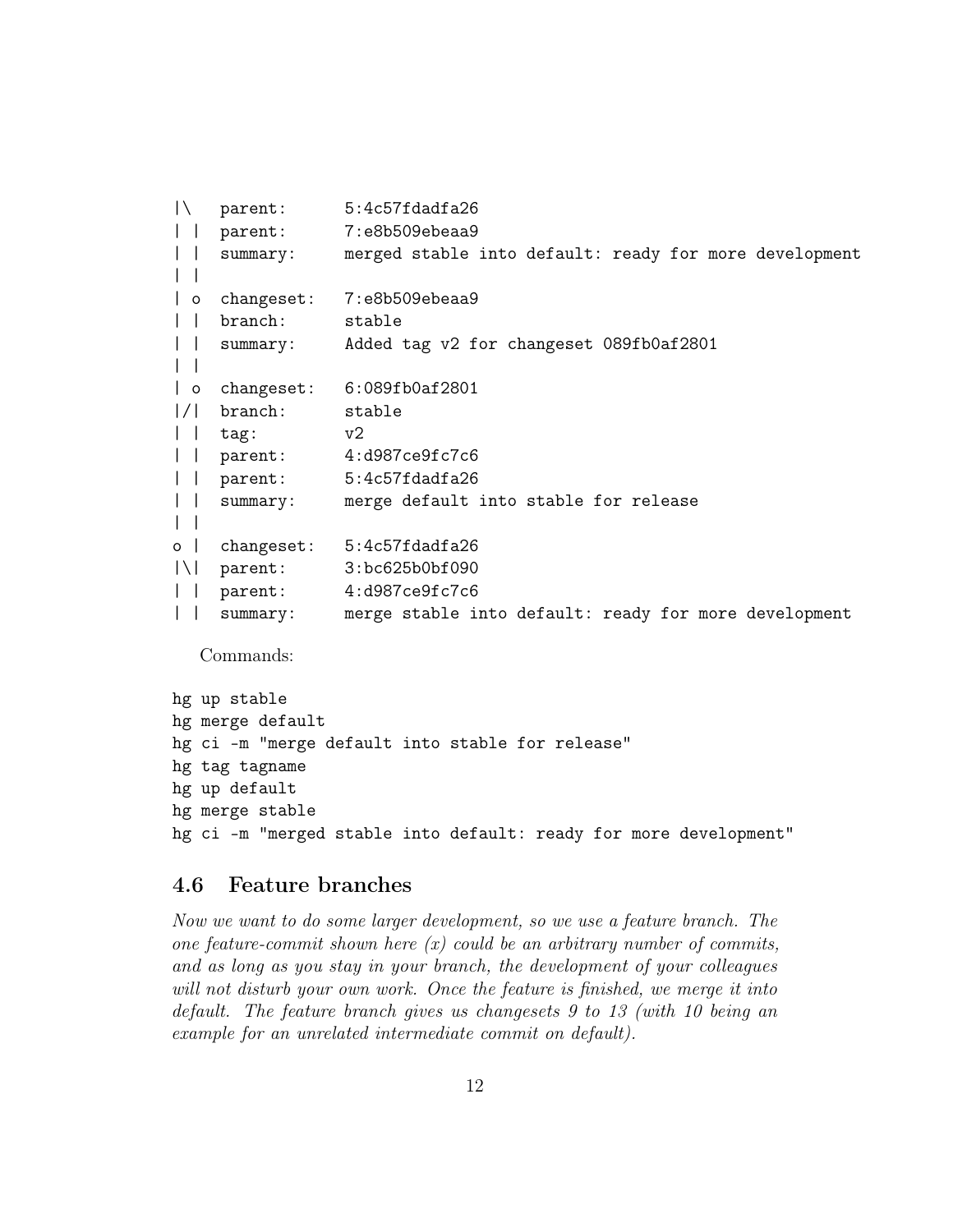```
|\   parent:      5:4c57fdadfa26
| |  parent:      7:e8b509ebeaa9
| |  summary:     merged stable into default: ready for more development
| |
| o  changeset:   7:e8b509ebeaa9
| |  branch:      stable
| |  summary:     Added tag v2 for changeset 089fb0af2801
| |
| o  changeset:   6:089fb0af2801
|/|  branch:      stable
| |  tag:         v2
| |  parent:      4:d987ce9fc7c6
| |  parent:      5:4c57fdadfa26
| |  summary:     merge default into stable for release
| |
o |  changeset:   5:4c57fdadfa26
|\|  parent:      3:bc625b0bf090
| |  parent:      4:d987ce9fc7c6
| |  summary:     merge stable into default: ready for more development
```

Commands:

```
hg up stable
hg merge default
hg ci -m "merge default into stable for release"
hg tag tagname
hg up default
hg merge stable
hg ci -m "merged stable into default: ready for more development"
```

## 4.6 Feature branches

*Now we want to do some larger development, so we use a feature branch. The one feature-commit shown here (x) could be an arbitrary number of commits, and as long as you stay in your branch, the development of your colleagues will not disturb your own work. Once the feature is finished, we merge it into default. The feature branch gives us changesets 9 to 13 (with 10 being an example for an unrelated intermediate commit on default).*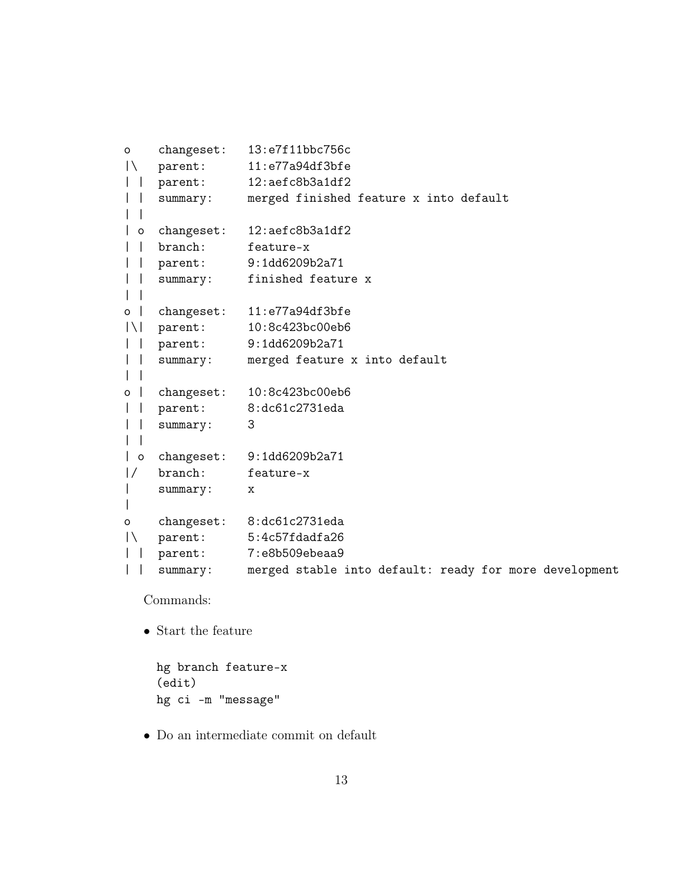```
o    changeset:   13:e7f11bbc756c
|\   parent:      11:e77a94df3bfe
| |  parent:      12:aefc8b3a1df2
| |  summary:     merged finished feature x into default
| |
| o  changeset:   12:aefc8b3a1df2
| |  branch:      feature-x
| |  parent:      9:1dd6209b2a71
| |  summary:     finished feature x
| |
o |  changeset:   11:e77a94df3bfe
|\|  parent:      10:8c423bc00eb6
| |  parent:      9:1dd6209b2a71
| |  summary:     merged feature x into default
| |
o |  changeset:   10:8c423bc00eb6
| |  parent:      8:dc61c2731eda
| |  summary:     3
| |
| o  changeset:   9:1dd6209b2a71
|/   branch:      feature-x
|    summary:     x
|
o    changeset:   8:dc61c2731eda
|\   parent:      5:4c57fdadfa26
| |  parent:      7:e8b509ebeaa9
| |  summary:     merged stable into default: ready for more development
```

Commands:

- Start the feature

  ```
  hg branch feature-x
  (edit)
  hg ci -m "message"
  ```

- Do an intermediate commit on default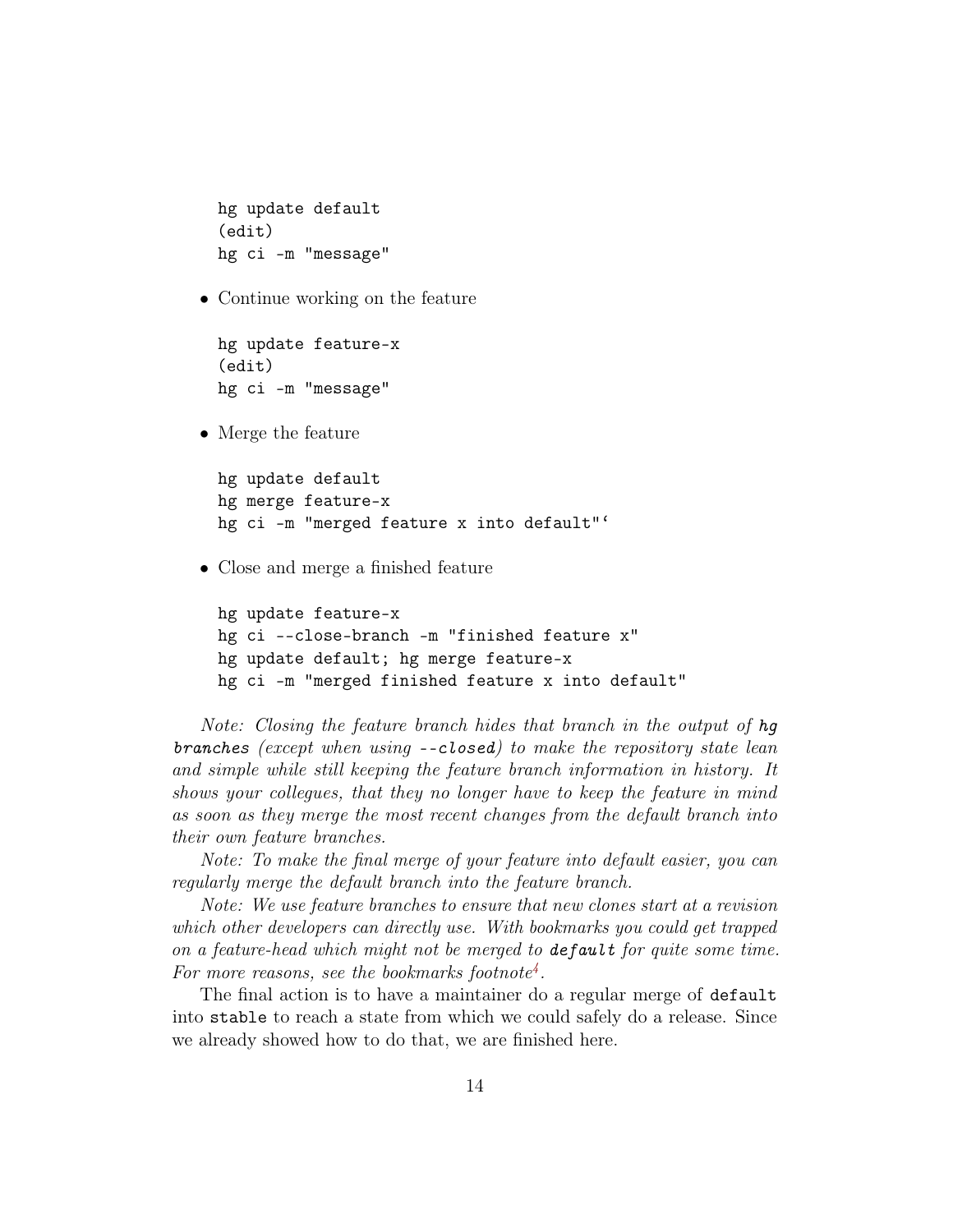```
hg update default
(edit)
hg ci -m "message"
```

- Continue working on the feature

```
hg update feature-x
(edit)
hg ci -m "message"
```

- Merge the feature

```
hg update default
hg merge feature-x
hg ci -m "merged feature x into default"`
```

- Close and merge a finished feature

```
hg update feature-x
hg ci --close-branch -m "finished feature x"
hg update default; hg merge feature-x
hg ci -m "merged finished feature x into default"
```

*Note: Closing the feature branch hides that branch in the output of `hg branches` (except when using `--closed`) to make the repository state lean and simple while still keeping the feature branch information in history. It shows your collegues, that they no longer have to keep the feature in mind as soon as they merge the most recent changes from the default branch into their own feature branches.*

*Note: To make the final merge of your feature into default easier, you can regularly merge the default branch into the feature branch.*

*Note: We use feature branches to ensure that new clones start at a revision which other developers can directly use. With bookmarks you could get trapped on a feature-head which might not be merged to `default` for quite some time. For more reasons, see the bookmarks footnote[4].*

The final action is to have a maintainer do a regular merge of `default` into `stable` to reach a state from which we could safely do a release. Since we already showed how to do that, we are finished here.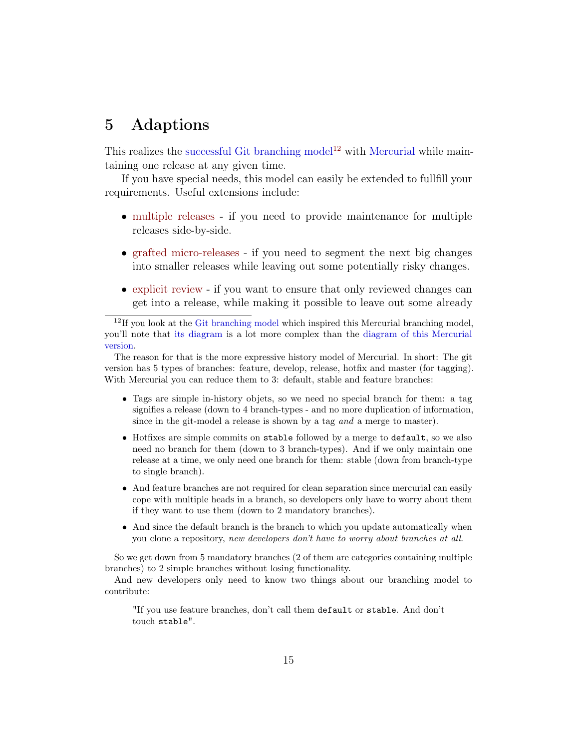# 5 Adaptions

This realizes the successful Git branching model[12] with Mercurial while maintaining one release at any given time.

If you have special needs, this model can easily be extended to fullfill your requirements. Useful extensions include:

- multiple releases - if you need to provide maintenance for multiple releases side-by-side.
- grafted micro-releases - if you need to segment the next big changes into smaller releases while leaving out some potentially risky changes.
- explicit review - if you want to ensure that only reviewed changes can get into a release, while making it possible to leave out some already

---

[12] If you look at the Git branching model which inspired this Mercurial branching model, you'll note that its diagram is a lot more complex than the diagram of this Mercurial version.

The reason for that is the more expressive history model of Mercurial. In short: The git version has 5 types of branches: feature, develop, release, hotfix and master (for tagging). With Mercurial you can reduce them to 3: default, stable and feature branches:

- Tags are simple in-history objets, so we need no special branch for them: a tag signifies a release (down to 4 branch-types - and no more duplication of information, since in the git-model a release is shown by a tag *and* a merge to master).
- Hotfixes are simple commits on `stable` followed by a merge to `default`, so we also need no branch for them (down to 3 branch-types). And if we only maintain one release at a time, we only need one branch for them: stable (down from branch-type to single branch).
- And feature branches are not required for clean separation since mercurial can easily cope with multiple heads in a branch, so developers only have to worry about them if they want to use them (down to 2 mandatory branches).
- And since the default branch is the branch to which you update automatically when you clone a repository, *new developers don't have to worry about branches at all*.

So we get down from 5 mandatory branches (2 of them are categories containing multiple branches) to 2 simple branches without losing functionality.

And new developers only need to know two things about our branching model to contribute:

> "If you use feature branches, don't call them `default` or `stable`. And don't touch `stable`".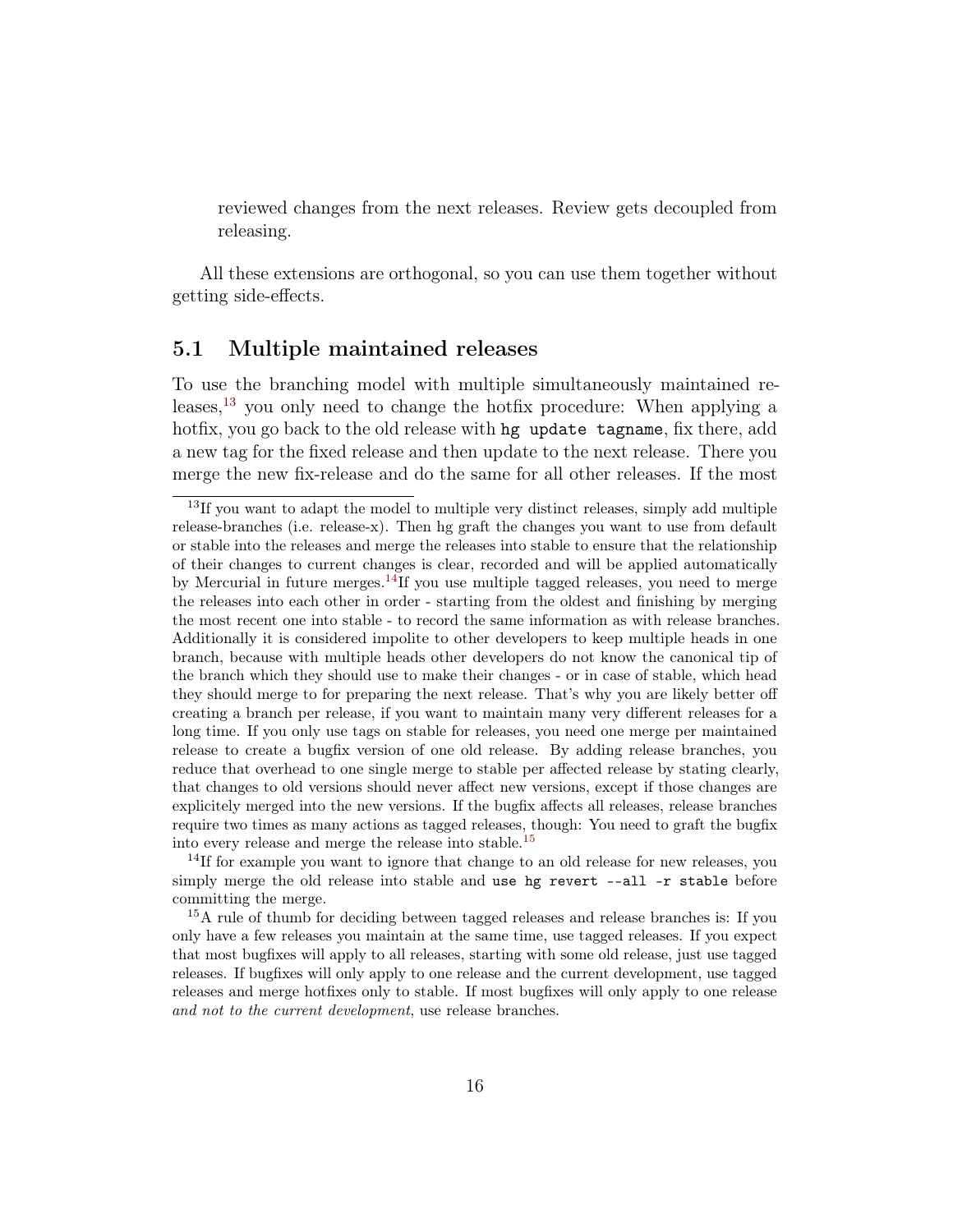reviewed changes from the next releases. Review gets decoupled from releasing.

All these extensions are orthogonal, so you can use them together without getting side-effects.

## 5.1 Multiple maintained releases

To use the branching model with multiple simultaneously maintained releases,[13] you only need to change the hotfix procedure: When applying a hotfix, you go back to the old release with `hg update tagname`, fix there, add a new tag for the fixed release and then update to the next release. There you merge the new fix-release and do the same for all other releases. If the most

---

[13] If you want to adapt the model to multiple very distinct releases, simply add multiple release-branches (i.e. release-x). Then hg graft the changes you want to use from default or stable into the releases and merge the releases into stable to ensure that the relationship of their changes to current changes is clear, recorded and will be applied automatically by Mercurial in future merges.[14] If you use multiple tagged releases, you need to merge the releases into each other in order - starting from the oldest and finishing by merging the most recent one into stable - to record the same information as with release branches. Additionally it is considered impolite to other developers to keep multiple heads in one branch, because with multiple heads other developers do not know the canonical tip of the branch which they should use to make their changes - or in case of stable, which head they should merge to for preparing the next release. That's why you are likely better off creating a branch per release, if you want to maintain many very different releases for a long time. If you only use tags on stable for releases, you need one merge per maintained release to create a bugfix version of one old release. By adding release branches, you reduce that overhead to one single merge to stable per affected release by stating clearly, that changes to old versions should never affect new versions, except if those changes are explicitely merged into the new versions. If the bugfix affects all releases, release branches require two times as many actions as tagged releases, though: You need to graft the bugfix into every release and merge the release into stable.[15]

[14] If for example you want to ignore that change to an old release for new releases, you simply merge the old release into stable and `use hg revert --all -r stable` before committing the merge.

[15] A rule of thumb for deciding between tagged releases and release branches is: If you only have a few releases you maintain at the same time, use tagged releases. If you expect that most bugfixes will apply to all releases, starting with some old release, just use tagged releases. If bugfixes will only apply to one release and the current development, use tagged releases and merge hotfixes only to stable. If most bugfixes will only apply to one release *and not to the current development*, use release branches.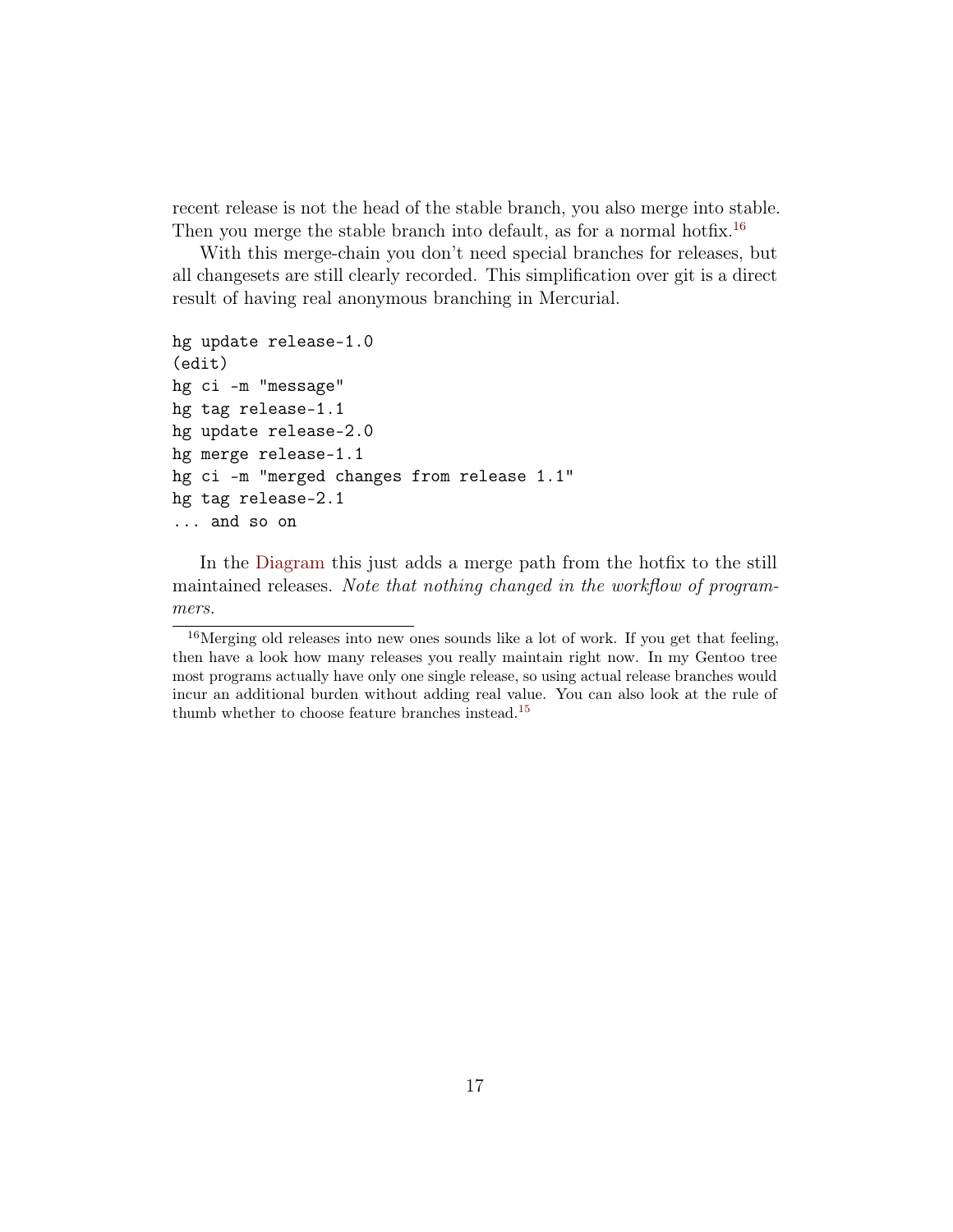recent release is not the head of the stable branch, you also merge into stable. Then you merge the stable branch into default, as for a normal hotfix.[16]

With this merge-chain you don't need special branches for releases, but all changesets are still clearly recorded. This simplification over git is a direct result of having real anonymous branching in Mercurial.

```
hg update release-1.0
(edit)
hg ci -m "message"
hg tag release-1.1
hg update release-2.0
hg merge release-1.1
hg ci -m "merged changes from release 1.1"
hg tag release-2.1
... and so on
```

In the Diagram this just adds a merge path from the hotfix to the still maintained releases. *Note that nothing changed in the workflow of programmers.*

[16] Merging old releases into new ones sounds like a lot of work. If you get that feeling, then have a look how many releases you really maintain right now. In my Gentoo tree most programs actually have only one single release, so using actual release branches would incur an additional burden without adding real value. You can also look at the rule of thumb whether to choose feature branches instead.[15]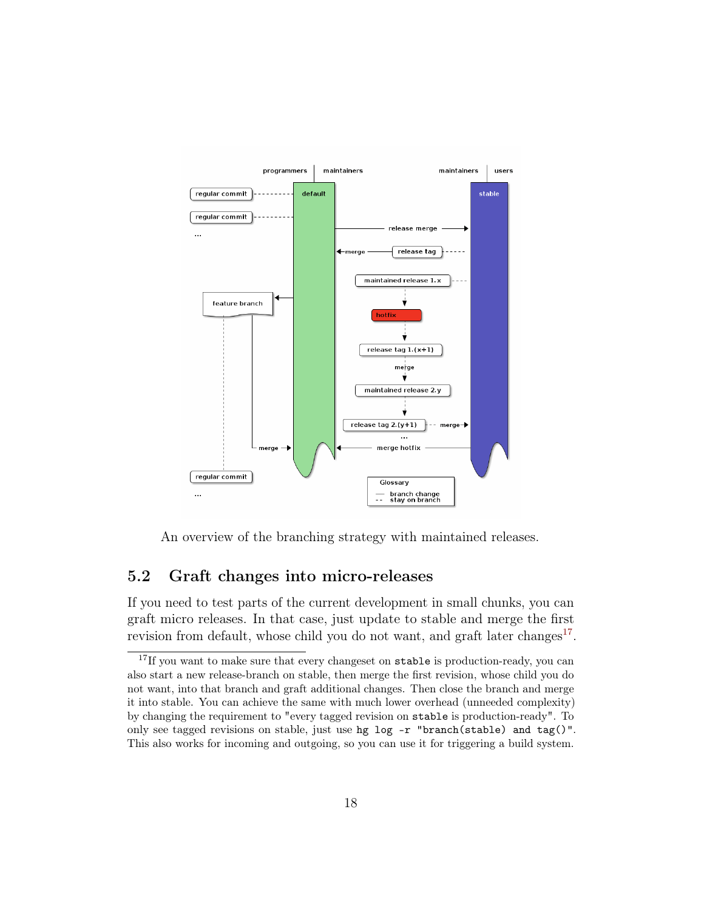An overview of the branching strategy with maintained releases.

## 5.2 Graft changes into micro-releases

If you need to test parts of the current development in small chunks, you can graft micro releases. In that case, just update to stable and merge the first revision from default, whose child you do not want, and graft later changes[17].

[17] If you want to make sure that every changeset on `stable` is production-ready, you can also start a new release-branch on stable, then merge the first revision, whose child you do not want, into that branch and graft additional changes. Then close the branch and merge it into stable. You can achieve the same with much lower overhead (unneeded complexity) by changing the requirement to "every tagged revision on `stable` is production-ready". To only see tagged revisions on stable, just use `hg log -r "branch(stable) and tag()"`. This also works for incoming and outgoing, so you can use it for triggering a build system.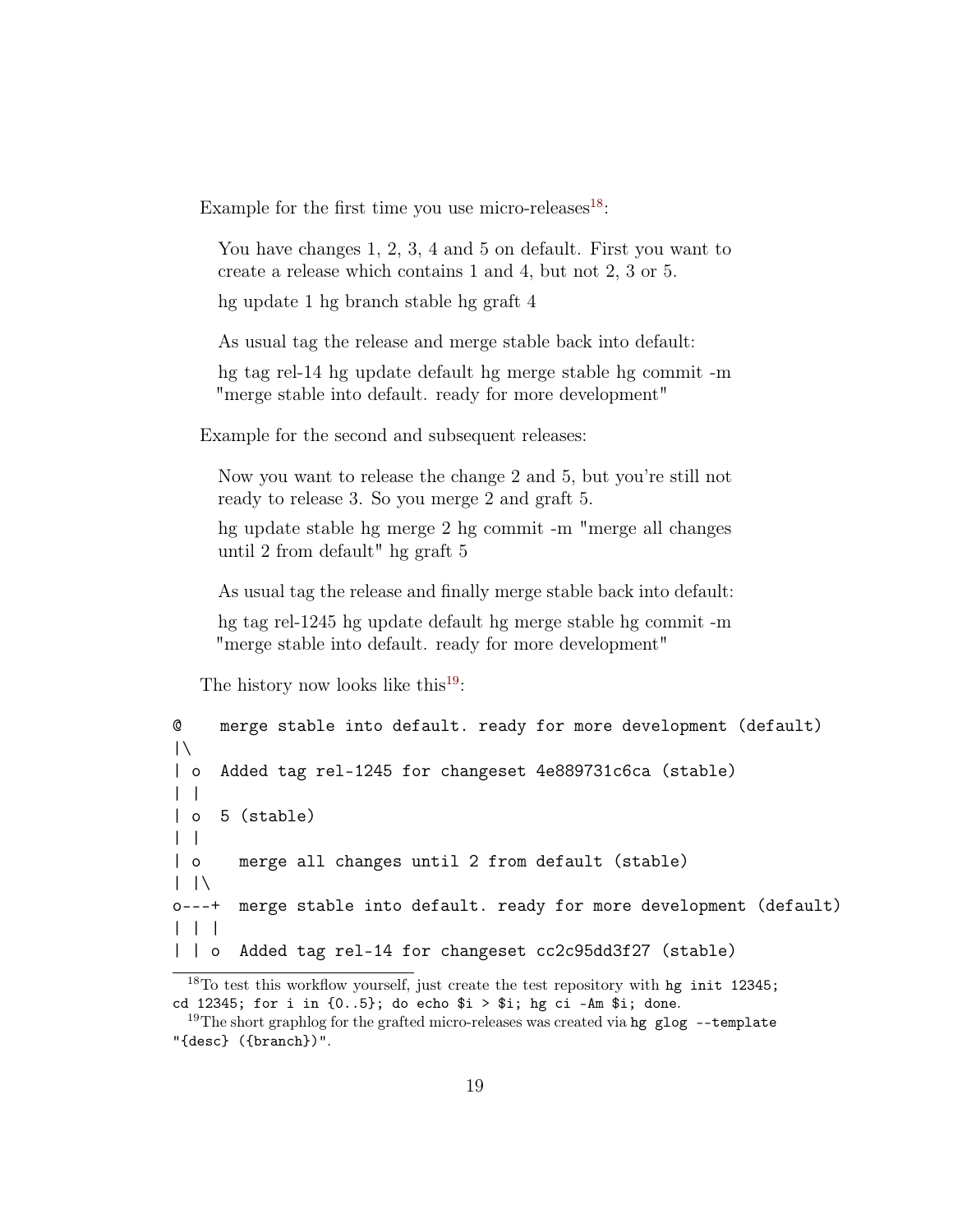Example for the first time you use micro-releases[18]:

> You have changes 1, 2, 3, 4 and 5 on default. First you want to create a release which contains 1 and 4, but not 2, 3 or 5.
>
> hg update 1 hg branch stable hg graft 4
>
> As usual tag the release and merge stable back into default:
>
> hg tag rel-14 hg update default hg merge stable hg commit -m "merge stable into default. ready for more development"

Example for the second and subsequent releases:

> Now you want to release the change 2 and 5, but you're still not ready to release 3. So you merge 2 and graft 5.
>
> hg update stable hg merge 2 hg commit -m "merge all changes until 2 from default" hg graft 5
>
> As usual tag the release and finally merge stable back into default:
>
> hg tag rel-1245 hg update default hg merge stable hg commit -m "merge stable into default. ready for more development"

The history now looks like this[19]:

```
@    merge stable into default. ready for more development (default)
|\
| o  Added tag rel-1245 for changeset 4e889731c6ca (stable)
| |
| o  5 (stable)
| |
| o    merge all changes until 2 from default (stable)
| |\
o---+  merge stable into default. ready for more development (default)
| | |
| | o  Added tag rel-14 for changeset cc2c95dd3f27 (stable)
```

[18] To test this workflow yourself, just create the test repository with `hg init 12345; cd 12345; for i in {0..5}; do echo $i > $i; hg ci -Am $i; done`.

[19] The short graphlog for the grafted micro-releases was created via `hg glog --template "{desc} ({branch})"`.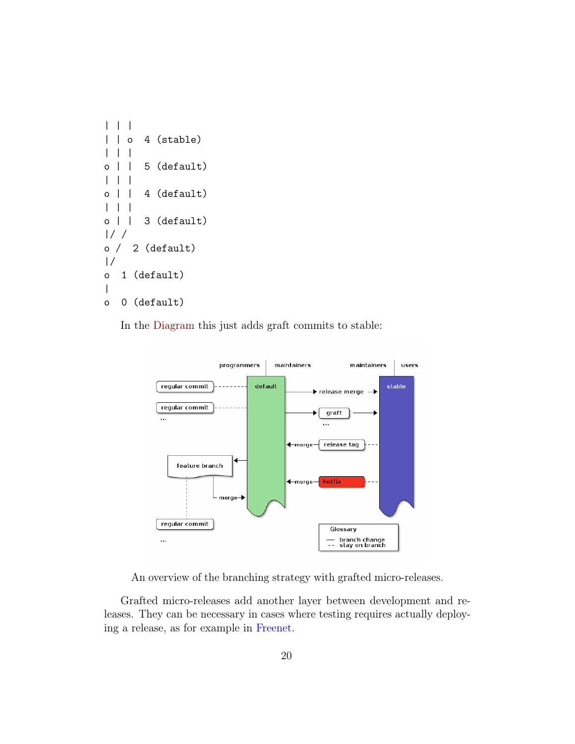```
| | |
| | o  4 (stable)
| | |
o | |  5 (default)
| | |
o | |  4 (default)
| | |
o | |  3 (default)
|/ /
o /  2 (default)
|/
o  1 (default)
|
o  0 (default)
```

In the Diagram this just adds graft commits to stable:

An overview of the branching strategy with grafted micro-releases.

Grafted micro-releases add another layer between development and releases. They can be necessary in cases where testing requires actually deploying a release, as for example in Freenet.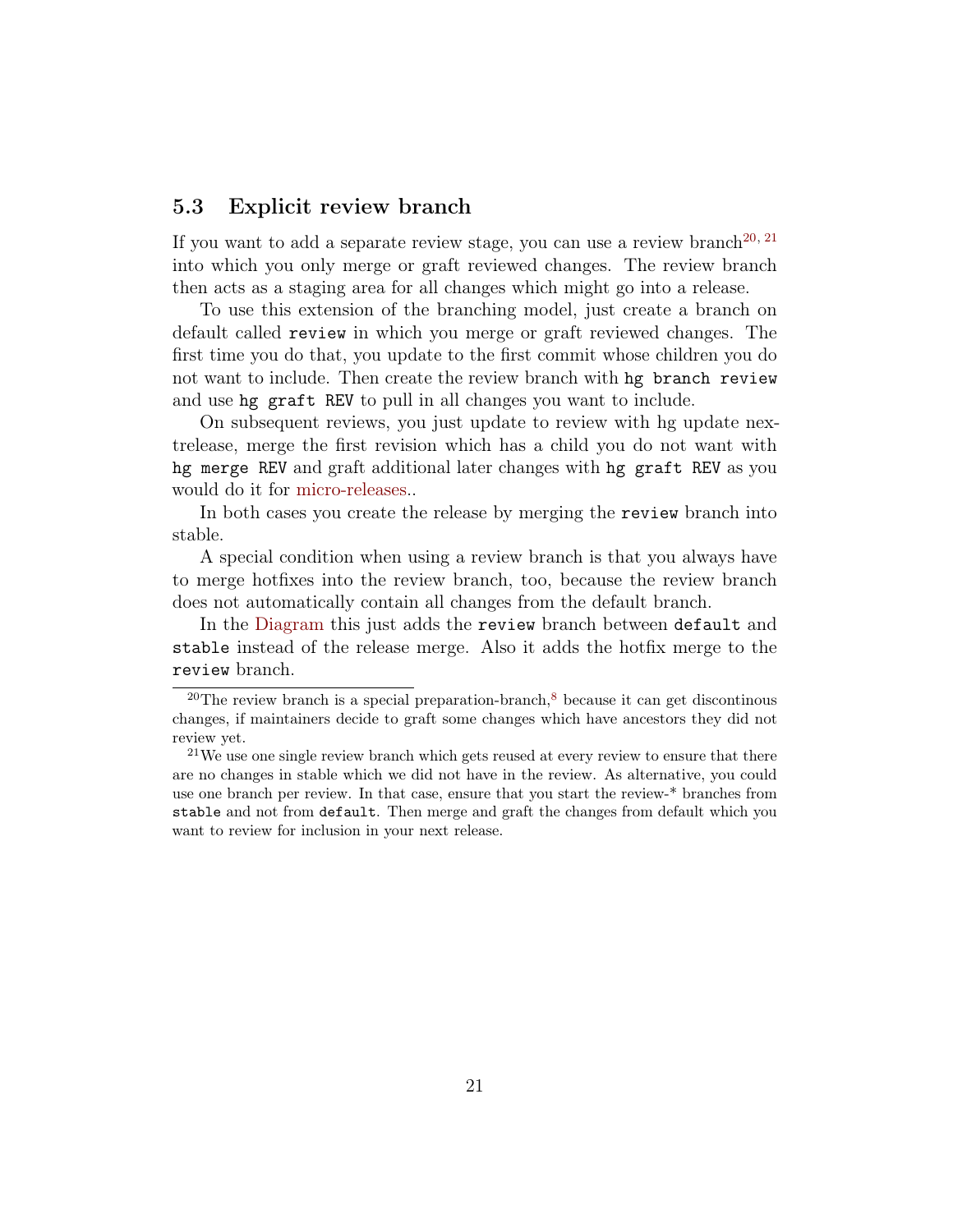### 5.3 Explicit review branch

If you want to add a separate review stage, you can use a review branch[20, 21] into which you only merge or graft reviewed changes. The review branch then acts as a staging area for all changes which might go into a release.

To use this extension of the branching model, just create a branch on default called `review` in which you merge or graft reviewed changes. The first time you do that, you update to the first commit whose children you do not want to include. Then create the review branch with `hg branch review` and use `hg graft REV` to pull in all changes you want to include.

On subsequent reviews, you just update to review with hg update nextrelease, merge the first revision which has a child you do not want with `hg merge REV` and graft additional later changes with `hg graft REV` as you would do it for micro-releases..

In both cases you create the release by merging the `review` branch into stable.

A special condition when using a review branch is that you always have to merge hotfixes into the review branch, too, because the review branch does not automatically contain all changes from the default branch.

In the Diagram this just adds the `review` branch between `default` and `stable` instead of the release merge. Also it adds the hotfix merge to the `review` branch.

---

[20] The review branch is a special preparation-branch,[8] because it can get discontinous changes, if maintainers decide to graft some changes which have ancestors they did not review yet.

[21] We use one single review branch which gets reused at every review to ensure that there are no changes in stable which we did not have in the review. As alternative, you could use one branch per review. In that case, ensure that you start the review-* branches from `stable` and not from `default`. Then merge and graft the changes from default which you want to review for inclusion in your next release.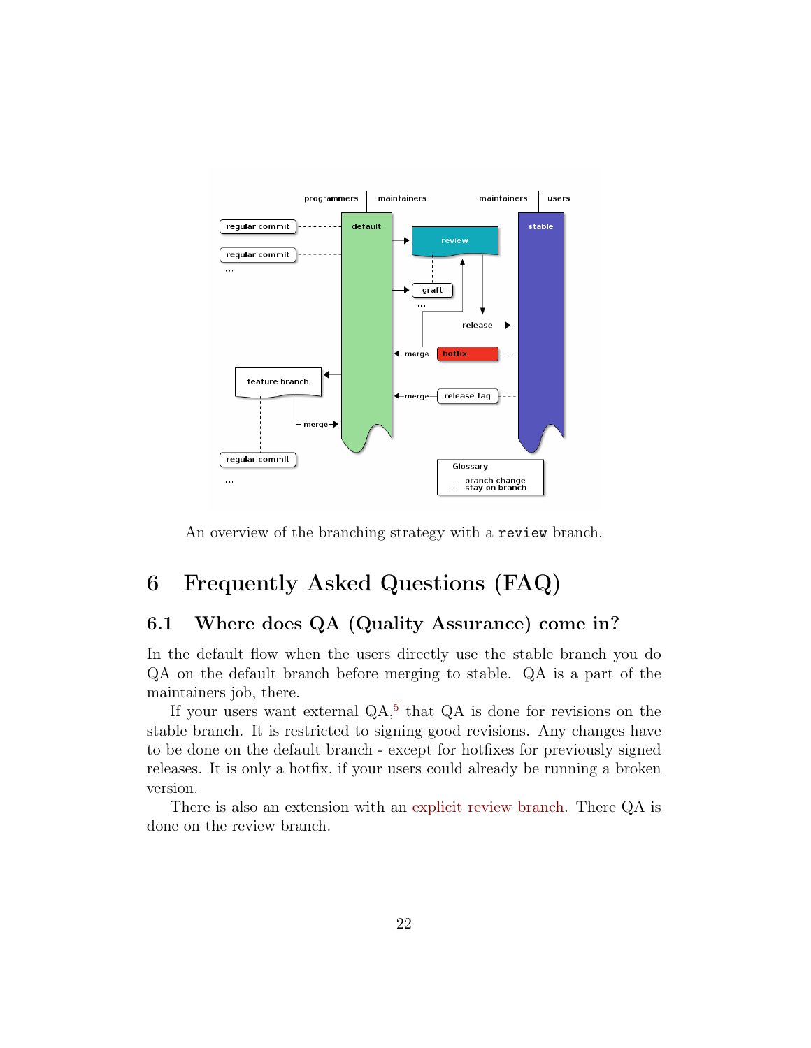An overview of the branching strategy with a `review` branch.

# 6 Frequently Asked Questions (FAQ)

## 6.1 Where does QA (Quality Assurance) come in?

In the default flow when the users directly use the stable branch you do QA on the default branch before merging to stable. QA is a part of the maintainers job, there.

If your users want external QA,[5] that QA is done for revisions on the stable branch. It is restricted to signing good revisions. Any changes have to be done on the default branch - except for hotfixes for previously signed releases. It is only a hotfix, if your users could already be running a broken version.

There is also an extension with an explicit review branch. There QA is done on the review branch.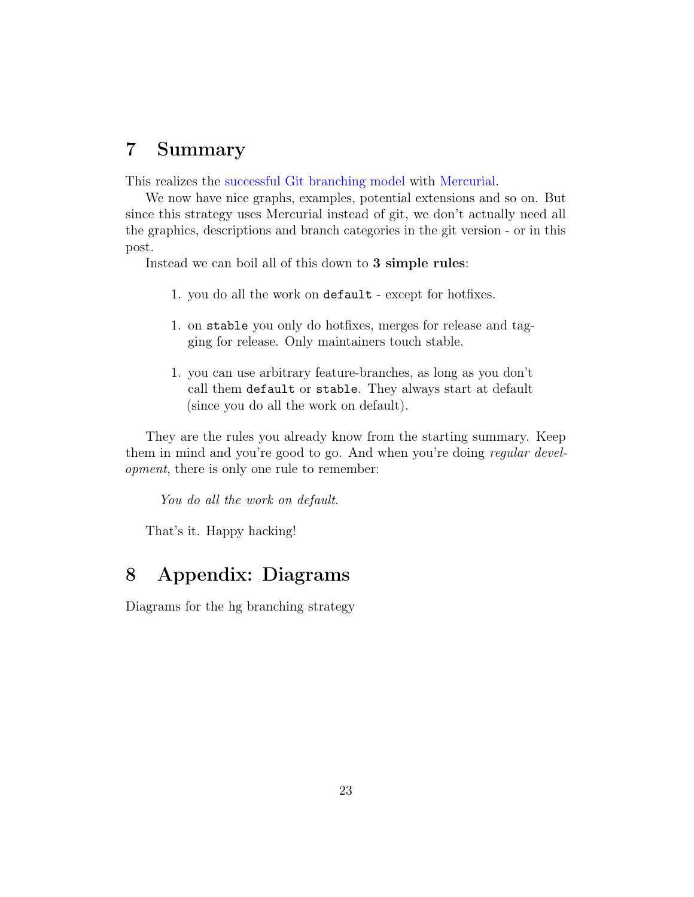# 7 Summary

This realizes the successful Git branching model with Mercurial.

We now have nice graphs, examples, potential extensions and so on. But since this strategy uses Mercurial instead of git, we don't actually need all the graphics, descriptions and branch categories in the git version - or in this post.

Instead we can boil all of this down to **3 simple rules**:

1. you do all the work on `default` - except for hotfixes.

1. on `stable` you only do hotfixes, merges for release and tagging for release. Only maintainers touch stable.

1. you can use arbitrary feature-branches, as long as you don't call them `default` or `stable`. They always start at default (since you do all the work on default).

They are the rules you already know from the starting summary. Keep them in mind and you're good to go. And when you're doing *regular development*, there is only one rule to remember:

> *You do all the work on default*.

That's it. Happy hacking!

# 8 Appendix: Diagrams

Diagrams for the hg branching strategy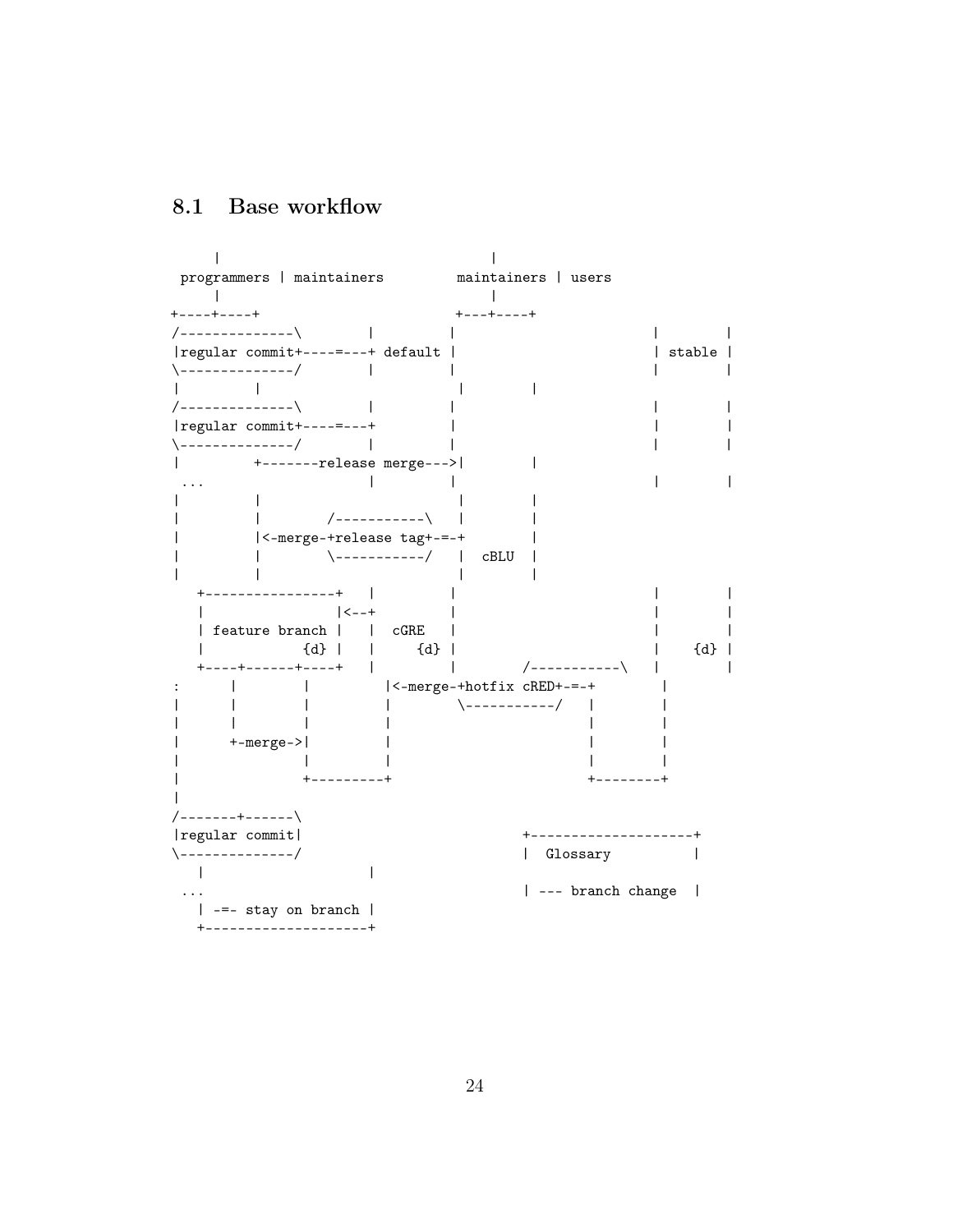## 8.1 Base workflow

```
     |                                |
 programmers | maintainers         maintainers | users
     |                                |
+----+----+                        +---+----+
/--------------\        |         |                      |        |
|regular commit+----=---+ default |                      | stable |
\--------------/        |         |                      |        |
|         |                        |        |
/--------------\        |         |                      |        |
|regular commit+----=---+         |                      |        |
\--------------/        |         |                      |        |
|         +-------release merge--->|        |
 ...                    |         |                      |        |
|         |                        |        |
|         |        /-----------\   |        |
|         |<-merge-+release tag+-=-+        |
|         |        \-----------/   |  cBLU  |
|         |                        |        |
   +----------------+   |         |                      |        |
   |                |<--+         |                      |        |
   | feature branch |   |  cGRE   |                      |        |
   |            {d} |   |     {d} |                      |    {d} |
   +----+------+----+   |         |       /-----------\   |        |
:      |        |         |<-merge-+hotfix cRED+-=-+       |
|      |        |         |        \-----------/   |        |
|      |        |         |                        |        |
|      +-merge->|         |                        |        |
|               |         |                        |        |
|               +---------+                        +--------+
|
/-------+------\
|regular commit|                        +--------------------+
\--------------/                        |  Glossary          |
   |                    |
 ...                                    | --- branch change  |
   | -=- stay on branch |
   +--------------------+
```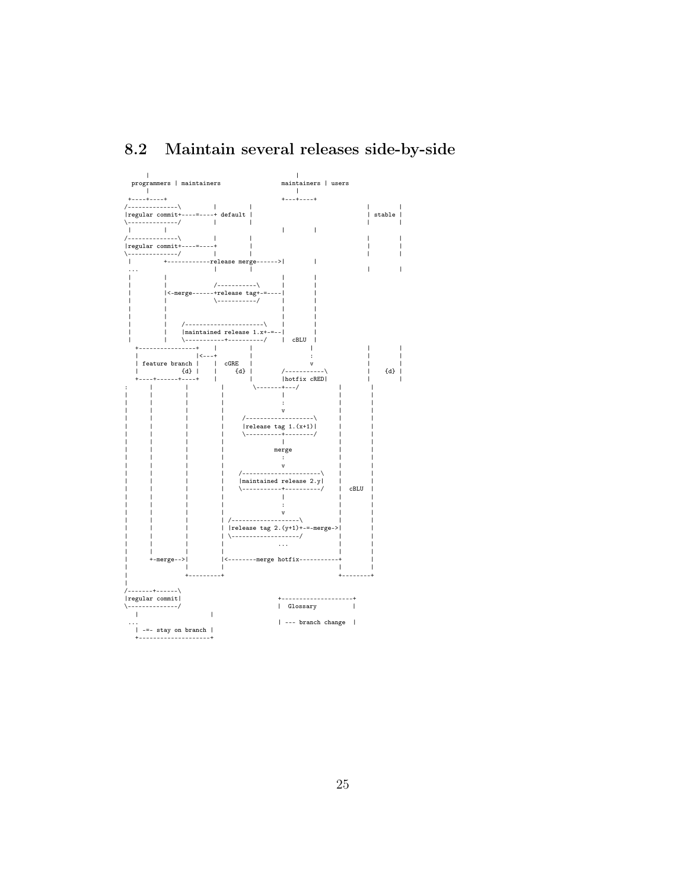## 8.2 Maintain several releases side-by-side

```
     |                                               |
  programmers | maintainers                maintainers | users
     |                                               |
 +----+----+                                  +---+----+
/--------------\         |         |                              |        |
|regular commit+----=----+ default |                              | stable |
\--------------/         |         |                              |        |
 |         |                                   |        |
/--------------\         |         |                              |        |
|regular commit+----=----+         |                              |        |
\--------------/         |         |                              |        |
 |         +------------release merge------>|        |
 ...                     |         |                              |        |
 |         |                                   |        |
 |         |            /-----------\          |        |
 |         |<-merge------+release tag+-=----|        |
 |         |            \-----------/          |        |
 |         |                                   |        |
 |         |                                   |        |
 |         |    /----------------------\       |        |
 |         |    |maintained release 1.x+-=--|        |
 |         |    \-----------+----------/    |  cBLU  |
   +----------------+    |         |               |              |        |
   |                |<---+         |               :              |        |
   | feature branch |    |  cGRE   |               v              |        |
   |            {d} |    |     {d} |        /-----------\         |    {d} |
   +----+------+----+    |         |        |hotfix cRED|         |        |
:       |         |         |        \-------+---/           |        |
|       |         |         |                |               |        |
|       |         |         |                :               |        |
|       |         |         |                v               |        |
|       |         |         |     /-------------------\      |        |
|       |         |         |     |release tag 1.(x+1)|      |        |
|       |         |         |     \----------+--------/      |        |
|       |         |         |                |               |        |
|       |         |         |              merge             |        |
|       |         |         |                :               |        |
|       |         |         |                v               |        |
|       |         |         |    /----------------------\    |        |
|       |         |         |    |maintained release 2.y|    |        |
|       |         |         |    \-----------+----------/    |  cBLU  |
|       |         |         |                |               |        |
|       |         |         |                :               |        |
|       |         |         |                v               |        |
|       |         |         | /-------------------\          |        |
|       |         |         | |release tag 2.(y+1)+-=-merge->|        |
|       |         |         | \-------------------/          |        |
|       |         |         |               ...              |        |
|       |         |         |                                |        |
|       +-merge-->|         |<--------merge hotfix-----------+        |
|                 |         |                                |        |
|                 +---------+                                +--------+
|
/-------+------\
|regular commit|                             +--------------------+
\--------------/                             |  Glossary          |
   |                    |
 ...                                         | --- branch change  |
   | -=- stay on branch |
   +--------------------+
```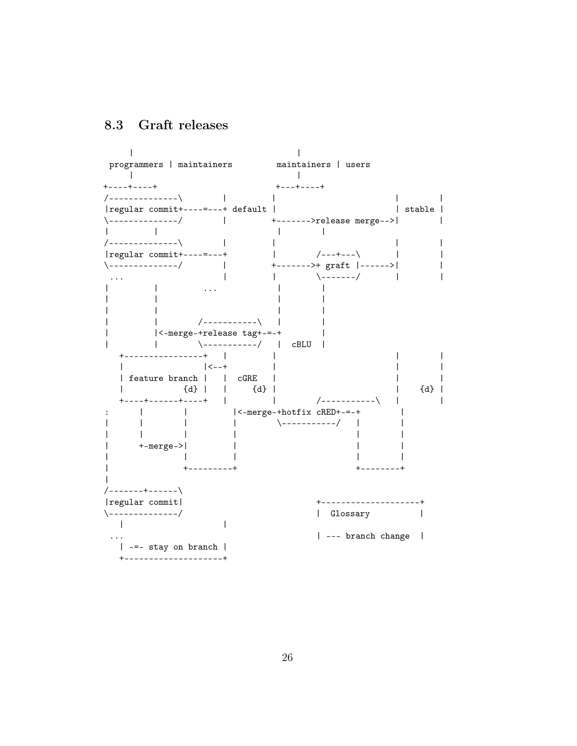## 8.3 Graft releases

```
     |                                   |
 programmers | maintainers         maintainers | users
     |                                   |
+----+----+                        +---+----+
/--------------\        |         |                      |        |
|regular commit+----=---+ default |                      | stable |
\--------------/        |         +------->release merge-->|        |
|         |                        |        |
/--------------\        |         |                      |        |
|regular commit+----=---+         |        /---+---\      |        |
\--------------/        |         +------->+ graft |------>|        |
 ...                    |         |        \-------/      |        |
|         |         ...            |        |
|         |                        |        |
|         |                        |        |
|         |        /-----------\   |        |
|         |<-merge-+release tag+-=-+        |
|         |        \-----------/   |  cBLU  |
   +----------------+   |         |                      |        |
   |                |<--+         |                      |        |
   | feature branch |   |  cGRE   |                      |        |
   |            {d} |   |     {d} |                      |    {d} |
   +----+------+----+   |         |        /-----------\  |        |
:      |        |         |<-merge-+hotfix cRED+-=-+       |
|      |        |         |        \-----------/   |       |
|      |        |         |                        |       |
|      +-merge->|         |                        |       |
|               |         |                        |       |
|               +---------+                        +--------+
|
/-------+------\
|regular commit|                         +--------------------+
\--------------/                         |  Glossary          |
   |                    |
 ...                                     | --- branch change  |
   | -=- stay on branch |
   +--------------------+
```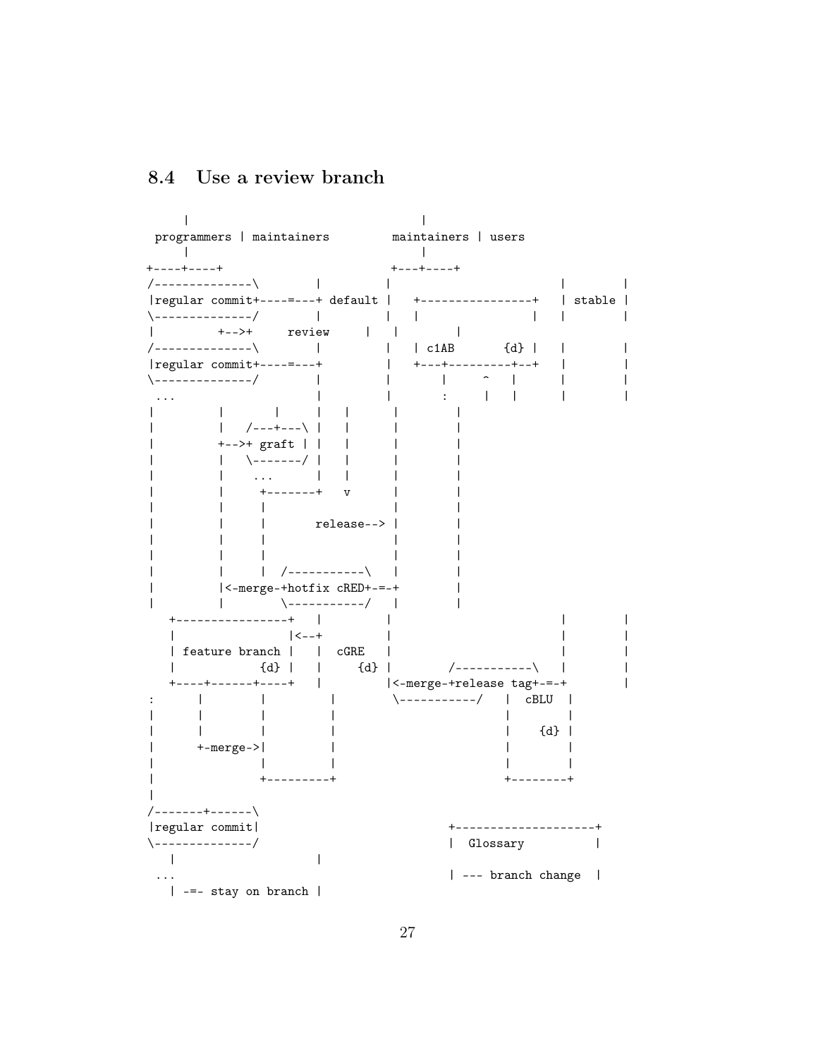## 8.4 Use a review branch

```
     |                                     |
 programmers | maintainers         maintainers | users
     |                                     |
+----+----+                          +---+----+
/--------------\        |          |                          |        |
|regular commit+----=---+ default  |    +----------------+    | stable |
\--------------/        |          |    |                |    |        |
|         +-->+     review     |   |         |
/--------------\        |          |    | c1AB       {d} |    |        |
|regular commit+----=---+          |    +---+---------+--+    |        |
\--------------/        |          |        |     ^   |       |        |
 ...                    |          |        :     |   |       |        |
|         |       |     |    |       |         |
|         |   /---+---\ |    |       |         |
|         +-->+ graft | |    |       |         |
|         |   \-------/ |    |       |         |
|         |    ...      |    |       |         |
|         |     +-------+    v       |         |
|         |     |                    |         |
|         |     |       release-->   |         |
|         |     |                    |         |
|         |     |                    |         |
|         |     |  /-----------\    |         |
|         |<-merge-+hotfix cRED+-=-+         |
|         |        \-----------/    |         |
   +----------------+   |          |                     |        |
   |                |<--+          |                     |        |
   | feature branch |   |  cGRE    |                     |        |
   |            {d} |   |     {d} |        /-----------\   |        |
   +----+------+----+   |          |<-merge-+release tag+-=-+        |
:       |        |         |        \-----------/   |  cBLU  |
|       |        |         |                     |        |
|       |        |         |                     |    {d} |
|       +-merge->|         |                     |        |
|                |         |                     |        |
|                +---------+                     +--------+
|
/-------+------\
|regular commit|                         +--------------------+
\--------------/                         |  Glossary          |
   |                    |
 ...                                     | --- branch change  |
   | -=- stay on branch |
```